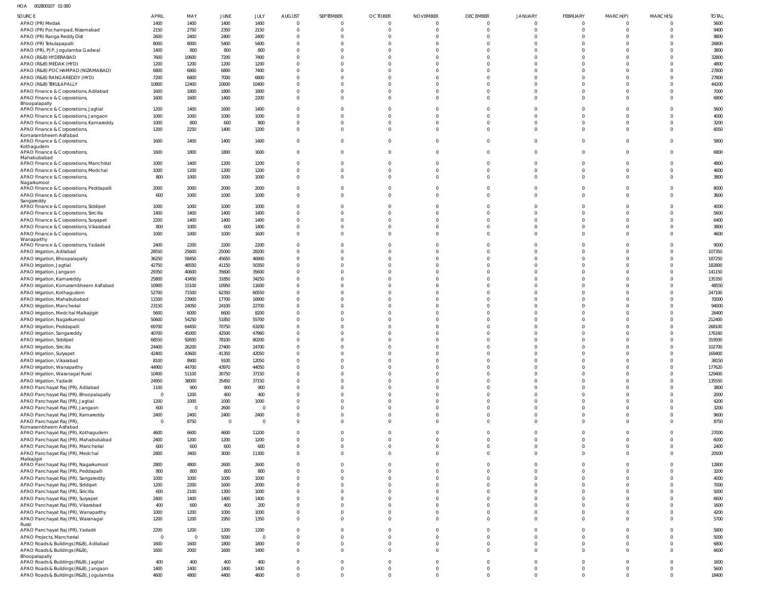HOA 002800107 01 000

| SOURCE | APRIL | MAY | JUNE | JULY | AUGUST | SEPTEMBER | OCTOBER | NOVEMBER | DECEMBER | JANUARY | FEBRUARY | MARCH(P) | MARCH(S) | TOTAL |
|---|---|---|---|---|---|---|---|---|---|---|---|---|---|---|
| APAO (PR) Medak | 1400 | 1400 | 1400 | 1400 | 0 | 0 | 0 | 0 | 0 | 0 | 0 | 0 | 0 | 5600 |
| APAO (PR) Pochampad, Nizamabad | 2150 | 2750 | 2350 | 2150 | 0 | 0 | 0 | 0 | 0 | 0 | 0 | 0 | 0 | 9400 |
| APAO (PR) Ranga Reddy Dist | 2600 | 2400 | 2400 | 2400 | 0 | 0 | 0 | 0 | 0 | 0 | 0 | 0 | 0 | 9800 |
| APAO (PR) Tekulapapalli | 8000 | 8000 | 5400 | 5400 | 0 | 0 | 0 | 0 | 0 | 0 | 0 | 0 | 0 | 26800 |
| APAO (PR), PJP, Jogulamba Gadwal | 1400 | 800 | 800 | 800 | 0 | 0 | 0 | 0 | 0 | 0 | 0 | 0 | 0 | 3800 |
| APAO (R&B) HYDERABAD | 7600 | 10600 | 7200 | 7400 | 0 | 0 | 0 | 0 | 0 | 0 | 0 | 0 | 0 | 32800 |
| APAO (R&B) MEDAK (HYD) | 1200 | 1200 | 1200 | 1200 | 0 | 0 | 0 | 0 | 0 | 0 | 0 | 0 | 0 | 4800 |
| APAO (R&B) POCHAMPAD (NIZAMABAD) | 6800 | 6800 | 6800 | 7400 | 0 | 0 | 0 | 0 | 0 | 0 | 0 | 0 | 0 | 27800 |
| APAO (R&B) RANGAREDDY (HYD) | 7200 | 6800 | 7000 | 6800 | 0 | 0 | 0 | 0 | 0 | 0 | 0 | 0 | 0 | 27800 |
| APAO (R&B) TEKULAPALLY | 10800 | 12400 | 10600 | 10400 | 0 | 0 | 0 | 0 | 0 | 0 | 0 | 0 | 0 | 44200 |
| APAO Finance & Corporations, Adilabad | 1600 | 1800 | 1800 | 1800 | 0 | 0 | 0 | 0 | 0 | 0 | 0 | 0 | 0 | 7000 |
| APAO Finance & Corporations, Bhoopalapally | 1600 | 1600 | 1400 | 2200 | 0 | 0 | 0 | 0 | 0 | 0 | 0 | 0 | 0 | 6800 |
| APAO Finance & Corporations, Jagtial | 1200 | 1400 | 1600 | 1400 | 0 | 0 | 0 | 0 | 0 | 0 | 0 | 0 | 0 | 5600 |
| APAO Finance & Corporations, Jangaon | 1000 | 1000 | 1000 | 1000 | 0 | 0 | 0 | 0 | 0 | 0 | 0 | 0 | 0 | 4000 |
| APAO Finance & Corporations, Kamareddy | 1000 | 800 | 600 | 800 | 0 | 0 | 0 | 0 | 0 | 0 | 0 | 0 | 0 | 3200 |
| APAO Finance & Corporations, Komarambheem Asifabad | 1200 | 2250 | 1400 | 1200 | 0 | 0 | 0 | 0 | 0 | 0 | 0 | 0 | 0 | 6050 |
| APAO Finance & Corporations, Kothagudem | 1600 | 1400 | 1400 | 1400 | 0 | 0 | 0 | 0 | 0 | 0 | 0 | 0 | 0 | 5800 |
| APAO Finance & Corporations, Mahabubabad | 1600 | 1800 | 1800 | 1600 | 0 | 0 | 0 | 0 | 0 | 0 | 0 | 0 | 0 | 6800 |
| APAO Finance & Corporations, Manchirial | 1000 | 1400 | 1200 | 1200 | 0 | 0 | 0 | 0 | 0 | 0 | 0 | 0 | 0 | 4800 |
| APAO Finance & Corporations, Medchal | 1000 | 1200 | 1200 | 1200 | 0 | 0 | 0 | 0 | 0 | 0 | 0 | 0 | 0 | 4600 |
| APAO Finance & Corporations, Nagarkurnool | 800 | 1000 | 1000 | 1000 | 0 | 0 | 0 | 0 | 0 | 0 | 0 | 0 | 0 | 3800 |
| APAO Finance & Corporations, Peddapalli | 2000 | 2000 | 2000 | 2000 | 0 | 0 | 0 | 0 | 0 | 0 | 0 | 0 | 0 | 8000 |
| APAO Finance & Corporations, Sangareddy | 600 | 1000 | 1000 | 1000 | 0 | 0 | 0 | 0 | 0 | 0 | 0 | 0 | 0 | 3600 |
| APAO Finance & Corporations, Siddipet | 1000 | 1000 | 1000 | 1000 | 0 | 0 | 0 | 0 | 0 | 0 | 0 | 0 | 0 | 4000 |
| APAO Finance & Corporations, Siricilla | 1400 | 1400 | 1400 | 1400 | 0 | 0 | 0 | 0 | 0 | 0 | 0 | 0 | 0 | 5600 |
| APAO Finance & Corporations, Suryapet | 2200 | 1400 | 1400 | 1400 | 0 | 0 | 0 | 0 | 0 | 0 | 0 | 0 | 0 | 6400 |
| APAO Finance & Corporations, Vikarabad | 800 | 1000 | 600 | 1400 | 0 | 0 | 0 | 0 | 0 | 0 | 0 | 0 | 0 | 3800 |
| APAO Finance & Corporations, Wanaparthy | 1000 | 1000 | 1000 | 1600 | 0 | 0 | 0 | 0 | 0 | 0 | 0 | 0 | 0 | 4600 |
| APAO Finance & Corporations, Yadadri | 2400 | 2200 | 2200 | 2200 | 0 | 0 | 0 | 0 | 0 | 0 | 0 | 0 | 0 | 9000 |
| APAO Irrigation, Adilabad | 28550 | 25600 | 25000 | 28200 | 0 | 0 | 0 | 0 | 0 | 0 | 0 | 0 | 0 | 107350 |
| APAO Irrigation, Bhoopalapally | 36250 | 58450 | 45650 | 46900 | 0 | 0 | 0 | 0 | 0 | 0 | 0 | 0 | 0 | 187250 |
| APAO Irrigation, Jagtial | 42750 | 48550 | 41150 | 50350 | 0 | 0 | 0 | 0 | 0 | 0 | 0 | 0 | 0 | 182800 |
| APAO Irrigation, Jangaon | 29350 | 40600 | 35600 | 35600 | 0 | 0 | 0 | 0 | 0 | 0 | 0 | 0 | 0 | 141150 |
| APAO Irrigation, Kamareddy | 25800 | 43450 | 31850 | 34250 | 0 | 0 | 0 | 0 | 0 | 0 | 0 | 0 | 0 | 135350 |
| APAO Irrigation, Komarambheem Asifabad | 10900 | 15100 | 10950 | 11600 | 0 | 0 | 0 | 0 | 0 | 0 | 0 | 0 | 0 | 48550 |
| APAO Irrigation, Kothagudem | 52700 | 71500 | 62350 | 60550 | 0 | 0 | 0 | 0 | 0 | 0 | 0 | 0 | 0 | 247100 |
| APAO Irrigation, Mahabubabad | 11500 | 23900 | 17700 | 16900 | 0 | 0 | 0 | 0 | 0 | 0 | 0 | 0 | 0 | 70000 |
| APAO Irrigation, Mancherial | 23150 | 24050 | 24100 | 22700 | 0 | 0 | 0 | 0 | 0 | 0 | 0 | 0 | 0 | 94000 |
| APAO Irrigation, Medchal Malkajigiri | 5600 | 6000 | 6600 | 8200 | 0 | 0 | 0 | 0 | 0 | 0 | 0 | 0 | 0 | 26400 |
| APAO Irrigation, Nagarkurnool | 50600 | 54250 | 51850 | 55700 | 0 | 0 | 0 | 0 | 0 | 0 | 0 | 0 | 0 | 212400 |
| APAO Irrigation, Peddapalli | 69700 | 64450 | 70750 | 63200 | 0 | 0 | 0 | 0 | 0 | 0 | 0 | 0 | 0 | 268100 |
| APAO Irrigation, Sangareddy | 40700 | 45000 | 42500 | 47960 | 0 | 0 | 0 | 0 | 0 | 0 | 0 | 0 | 0 | 176160 |
| APAO Irrigation, Siddipet | 68550 | 92650 | 78100 | 80200 | 0 | 0 | 0 | 0 | 0 | 0 | 0 | 0 | 0 | 319500 |
| APAO Irrigation, Siricilla | 24400 | 26200 | 27400 | 24700 | 0 | 0 | 0 | 0 | 0 | 0 | 0 | 0 | 0 | 102700 |
| APAO Irrigation, Suryapet | 42400 | 43600 | 41350 | 42050 | 0 | 0 | 0 | 0 | 0 | 0 | 0 | 0 | 0 | 169400 |
| APAO Irrigation, Vikarabad | 8100 | 8900 | 9100 | 12050 | 0 | 0 | 0 | 0 | 0 | 0 | 0 | 0 | 0 | 38150 |
| APAO Irrigation, Wanaparthy | 44900 | 44700 | 43970 | 44050 | 0 | 0 | 0 | 0 | 0 | 0 | 0 | 0 | 0 | 177620 |
| APAO Irrigation, Waranagal Rural | 10400 | 51100 | 30750 | 37150 | 0 | 0 | 0 | 0 | 0 | 0 | 0 | 0 | 0 | 129400 |
| APAO Irrigation, Yadadri | 24950 | 38000 | 35450 | 37150 | 0 | 0 | 0 | 0 | 0 | 0 | 0 | 0 | 0 | 135550 |
| APAO Panchayat Raj (PR), Adilabad | 1100 | 900 | 900 | 900 | 0 | 0 | 0 | 0 | 0 | 0 | 0 | 0 | 0 | 3800 |
| APAO Panchayat Raj (PR), Bhoopalapally | 0 | 1200 | 400 | 400 | 0 | 0 | 0 | 0 | 0 | 0 | 0 | 0 | 0 | 2000 |
| APAO Panchayat Raj (PR), Jagtial | 1200 | 1000 | 1000 | 1000 | 0 | 0 | 0 | 0 | 0 | 0 | 0 | 0 | 0 | 4200 |
| APAO Panchayat Raj (PR), Jangaon | 600 | 0 | 2600 | 0 | 0 | 0 | 0 | 0 | 0 | 0 | 0 | 0 | 0 | 3200 |
| APAO Panchayat Raj (PR), Kamareddy | 2400 | 2400 | 2400 | 2400 | 0 | 0 | 0 | 0 | 0 | 0 | 0 | 0 | 0 | 9600 |
| APAO Panchayat Raj (PR), Komarambheem Asifabad | 0 | 8750 | 0 | 0 | 0 | 0 | 0 | 0 | 0 | 0 | 0 | 0 | 0 | 8750 |
| APAO Panchayat Raj (PR), Kothagudem | 4600 | 6600 | 4600 | 11200 | 0 | 0 | 0 | 0 | 0 | 0 | 0 | 0 | 0 | 27000 |
| APAO Panchayat Raj (PR), Mahabubabad | 2400 | 1200 | 1200 | 1200 | 0 | 0 | 0 | 0 | 0 | 0 | 0 | 0 | 0 | 6000 |
| APAO Panchayat Raj (PR), Mancherial | 600 | 600 | 600 | 600 | 0 | 0 | 0 | 0 | 0 | 0 | 0 | 0 | 0 | 2400 |
| APAO Panchayat Raj (PR), Medchal Malkajigiri | 2800 | 3400 | 3000 | 11300 | 0 | 0 | 0 | 0 | 0 | 0 | 0 | 0 | 0 | 20500 |
| APAO Panchayat Raj (PR), Nagarkurnool | 2800 | 4800 | 2600 | 2600 | 0 | 0 | 0 | 0 | 0 | 0 | 0 | 0 | 0 | 12800 |
| APAO Panchayat Raj (PR), Peddapalli | 800 | 800 | 800 | 800 | 0 | 0 | 0 | 0 | 0 | 0 | 0 | 0 | 0 | 3200 |
| APAO Panchayat Raj (PR), Sangareddy | 1000 | 1000 | 1000 | 1000 | 0 | 0 | 0 | 0 | 0 | 0 | 0 | 0 | 0 | 4000 |
| APAO Panchayat Raj (PR), Siddipet | 1200 | 2200 | 1600 | 2000 | 0 | 0 | 0 | 0 | 0 | 0 | 0 | 0 | 0 | 7000 |
| APAO Panchayat Raj (PR), Siricilla | 600 | 2100 | 1300 | 1000 | 0 | 0 | 0 | 0 | 0 | 0 | 0 | 0 | 0 | 5000 |
| APAO Panchayat Raj (PR), Suryapet | 2400 | 1400 | 1400 | 1400 | 0 | 0 | 0 | 0 | 0 | 0 | 0 | 0 | 0 | 6600 |
| APAO Panchayat Raj (PR), Vikarabad | 400 | 600 | 400 | 200 | 0 | 0 | 0 | 0 | 0 | 0 | 0 | 0 | 0 | 1600 |
| APAO Panchayat Raj (PR), Wanaparthy | 1000 | 1200 | 1000 | 1000 | 0 | 0 | 0 | 0 | 0 | 0 | 0 | 0 | 0 | 4200 |
| APAO Panchayat Raj (PR), Waranagal Rural | 1200 | 1200 | 1950 | 1350 | 0 | 0 | 0 | 0 | 0 | 0 | 0 | 0 | 0 | 5700 |
| APAO Panchayat Raj (PR), Yadadri | 2200 | 1200 | 1200 | 1200 | 0 | 0 | 0 | 0 | 0 | 0 | 0 | 0 | 0 | 5800 |
| APAO Projects, Mancherial | 0 | 0 | 5000 | 0 | 0 | 0 | 0 | 0 | 0 | 0 | 0 | 0 | 0 | 5000 |
| APAO Roads & Buildings (R&B), Adilabad | 1600 | 1600 | 1800 | 1800 | 0 | 0 | 0 | 0 | 0 | 0 | 0 | 0 | 0 | 6800 |
| APAO Roads & Buildings (R&B), Bhoopalapally | 1600 | 2000 | 1600 | 1400 | 0 | 0 | 0 | 0 | 0 | 0 | 0 | 0 | 0 | 6600 |
| APAO Roads & Buildings (R&B), Jagtial | 400 | 400 | 400 | 400 | 0 | 0 | 0 | 0 | 0 | 0 | 0 | 0 | 0 | 1600 |
| APAO Roads & Buildings (R&B), Jangaon | 1400 | 1400 | 1400 | 1400 | 0 | 0 | 0 | 0 | 0 | 0 | 0 | 0 | 0 | 5600 |
| APAO Roads & Buildings (R&B), Jogulamba | 4600 | 4800 | 4400 | 4600 | 0 | 0 | 0 | 0 | 0 | 0 | 0 | 0 | 0 | 18400 |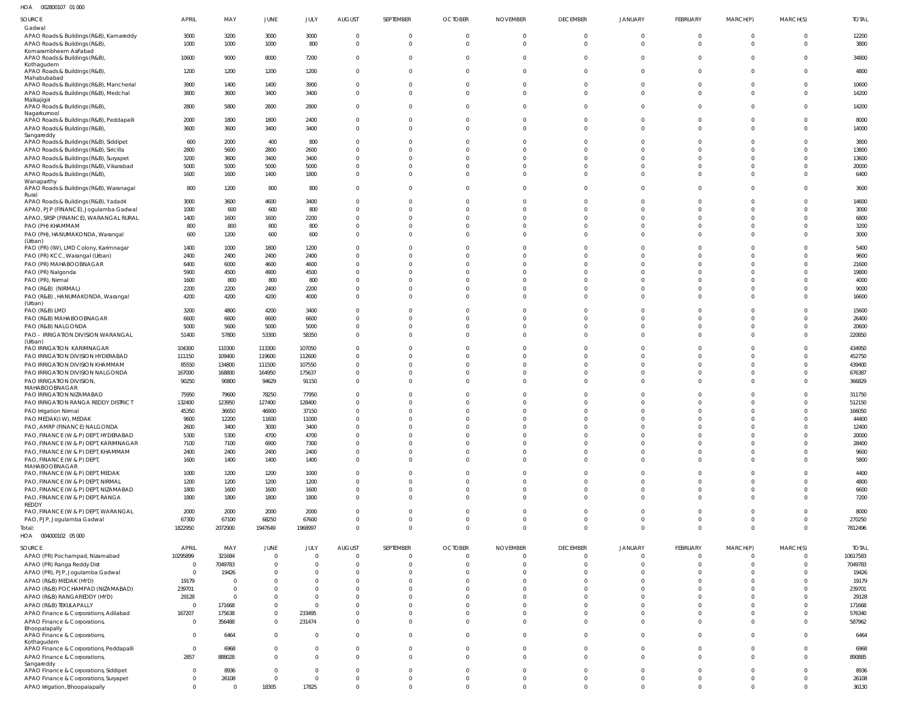HOA 002800107 01 000

| SOURCE | APRIL | MAY | JUNE | JULY | AUGUST | SEPTEMBER | OCTOBER | NOVEMBER | DECEMBER | JANUARY | FEBRUARY | MARCH(P) | MARCH(S) | TOTAL |
|---|---|---|---|---|---|---|---|---|---|---|---|---|---|---|
| Gadwal | | | | | | | | | | | | | | |
| APAO Roads & Buildings (R&B), Kamareddy | 3000 | 3200 | 3000 | 3000 | 0 | 0 | 0 | 0 | 0 | 0 | 0 | 0 | 0 | 12200 |
| APAO Roads & Buildings (R&B), Komarambheem Asifabad | 1000 | 1000 | 1000 | 800 | 0 | 0 | 0 | 0 | 0 | 0 | 0 | 0 | 0 | 3800 |
| APAO Roads & Buildings (R&B), Kothagudem | 10600 | 9000 | 8000 | 7200 | 0 | 0 | 0 | 0 | 0 | 0 | 0 | 0 | 0 | 34800 |
| APAO Roads & Buildings (R&B), Mahabubabad | 1200 | 1200 | 1200 | 1200 | 0 | 0 | 0 | 0 | 0 | 0 | 0 | 0 | 0 | 4800 |
| APAO Roads & Buildings (R&B), Mancherial | 3900 | 1400 | 1400 | 3900 | 0 | 0 | 0 | 0 | 0 | 0 | 0 | 0 | 0 | 10600 |
| APAO Roads & Buildings (R&B), Medchal Malkajigiri | 3800 | 3600 | 3400 | 3400 | 0 | 0 | 0 | 0 | 0 | 0 | 0 | 0 | 0 | 14200 |
| APAO Roads & Buildings (R&B), Nagarkurnool | 2800 | 5800 | 2800 | 2800 | 0 | 0 | 0 | 0 | 0 | 0 | 0 | 0 | 0 | 14200 |
| APAO Roads & Buildings (R&B), Peddapalli | 2000 | 1800 | 1800 | 2400 | 0 | 0 | 0 | 0 | 0 | 0 | 0 | 0 | 0 | 8000 |
| APAO Roads & Buildings (R&B), Sangareddy | 3600 | 3600 | 3400 | 3400 | 0 | 0 | 0 | 0 | 0 | 0 | 0 | 0 | 0 | 14000 |
| APAO Roads & Buildings (R&B), Siddipet | 600 | 2000 | 400 | 800 | 0 | 0 | 0 | 0 | 0 | 0 | 0 | 0 | 0 | 3800 |
| APAO Roads & Buildings (R&B), Siricilla | 2800 | 5600 | 2800 | 2600 | 0 | 0 | 0 | 0 | 0 | 0 | 0 | 0 | 0 | 13800 |
| APAO Roads & Buildings (R&B), Suryapet | 3200 | 3600 | 3400 | 3400 | 0 | 0 | 0 | 0 | 0 | 0 | 0 | 0 | 0 | 13600 |
| APAO Roads & Buildings (R&B), Vikarabad | 5000 | 5000 | 5000 | 5000 | 0 | 0 | 0 | 0 | 0 | 0 | 0 | 0 | 0 | 20000 |
| APAO Roads & Buildings (R&B), Wanaparthy | 1600 | 1600 | 1400 | 1800 | 0 | 0 | 0 | 0 | 0 | 0 | 0 | 0 | 0 | 6400 |
| APAO Roads & Buildings (R&B), Waranagal Rural | 800 | 1200 | 800 | 800 | 0 | 0 | 0 | 0 | 0 | 0 | 0 | 0 | 0 | 3600 |
| APAO Roads & Buildings (R&B), Yadadri | 3000 | 3600 | 4600 | 3400 | 0 | 0 | 0 | 0 | 0 | 0 | 0 | 0 | 0 | 14600 |
| APAO, PJP (FINANCE), Jogulamba Gadwal | 1000 | 600 | 600 | 800 | 0 | 0 | 0 | 0 | 0 | 0 | 0 | 0 | 0 | 3000 |
| APAO, SRSP (FINANCE), WARANGAL RURAL | 1400 | 1600 | 1600 | 2200 | 0 | 0 | 0 | 0 | 0 | 0 | 0 | 0 | 0 | 6800 |
| PAO (PH) KHAMMAM | 800 | 800 | 800 | 800 | 0 | 0 | 0 | 0 | 0 | 0 | 0 | 0 | 0 | 3200 |
| PAO (PH), HANUMAKONDA, Warangal (Urban) | 600 | 1200 | 600 | 600 | 0 | 0 | 0 | 0 | 0 | 0 | 0 | 0 | 0 | 3000 |
| PAO (PR) (IW), LMD Colony, Karimnagar | 1400 | 1000 | 1800 | 1200 | 0 | 0 | 0 | 0 | 0 | 0 | 0 | 0 | 0 | 5400 |
| PAO (PR) KCC, Warangal (Urban) | 2400 | 2400 | 2400 | 2400 | 0 | 0 | 0 | 0 | 0 | 0 | 0 | 0 | 0 | 9600 |
| PAO (PR) MAHABOOBNAGAR | 6400 | 6000 | 4600 | 4600 | 0 | 0 | 0 | 0 | 0 | 0 | 0 | 0 | 0 | 21600 |
| PAO (PR) Nalgonda | 5900 | 4500 | 4900 | 4500 | 0 | 0 | 0 | 0 | 0 | 0 | 0 | 0 | 0 | 19800 |
| PAO (PR), Nirmal | 1600 | 800 | 800 | 800 | 0 | 0 | 0 | 0 | 0 | 0 | 0 | 0 | 0 | 4000 |
| PAO (R&B) (NIRMAL) | 2200 | 2200 | 2400 | 2200 | 0 | 0 | 0 | 0 | 0 | 0 | 0 | 0 | 0 | 9000 |
| PAO (R&B), HANUMAKONDA, Warangal (Urban) | 4200 | 4200 | 4200 | 4000 | 0 | 0 | 0 | 0 | 0 | 0 | 0 | 0 | 0 | 16600 |
| PAO (R&B) LMD | 3200 | 4800 | 4200 | 3400 | 0 | 0 | 0 | 0 | 0 | 0 | 0 | 0 | 0 | 15600 |
| PAO (R&B) MAHABOOBNAGAR | 6600 | 6600 | 6600 | 6600 | 0 | 0 | 0 | 0 | 0 | 0 | 0 | 0 | 0 | 26400 |
| PAO (R&B) NALGONDA | 5000 | 5600 | 5000 | 5000 | 0 | 0 | 0 | 0 | 0 | 0 | 0 | 0 | 0 | 20600 |
| PAO - IRRIGATION DIVISION WARANGAL (Urban) | 51400 | 57800 | 53300 | 58350 | 0 | 0 | 0 | 0 | 0 | 0 | 0 | 0 | 0 | 220850 |
| PAO IRRIGATION KARIMNAGAR | 104300 | 110300 | 113300 | 107050 | 0 | 0 | 0 | 0 | 0 | 0 | 0 | 0 | 0 | 434950 |
| PAO IRRIGATION DIVISION HYDERABAD | 111150 | 109400 | 119600 | 112600 | 0 | 0 | 0 | 0 | 0 | 0 | 0 | 0 | 0 | 452750 |
| PAO IRRIGATION DIVISION KHAMMAM | 85550 | 134800 | 111500 | 107550 | 0 | 0 | 0 | 0 | 0 | 0 | 0 | 0 | 0 | 439400 |
| PAO IRRIGATION DIVISION NALGONDA | 167000 | 168800 | 164950 | 175637 | 0 | 0 | 0 | 0 | 0 | 0 | 0 | 0 | 0 | 676387 |
| PAO IRRIGATION DIVISION, MAHABOOBNAGAR | 90250 | 90800 | 94629 | 91150 | 0 | 0 | 0 | 0 | 0 | 0 | 0 | 0 | 0 | 366829 |
| PAO IRRIGATION NIZAMABAD | 75950 | 79600 | 78250 | 77950 | 0 | 0 | 0 | 0 | 0 | 0 | 0 | 0 | 0 | 311750 |
| PAO IRRIGATION RANGA REDDY DISTRICT | 132400 | 123950 | 127400 | 128400 | 0 | 0 | 0 | 0 | 0 | 0 | 0 | 0 | 0 | 512150 |
| PAO Irrigation Nirmal | 45350 | 36650 | 46900 | 37150 | 0 | 0 | 0 | 0 | 0 | 0 | 0 | 0 | 0 | 166050 |
| PAO MEDAK(IW), MEDAK | 9600 | 12200 | 11600 | 11000 | 0 | 0 | 0 | 0 | 0 | 0 | 0 | 0 | 0 | 44400 |
| PAO, AMRP (FINANCE) NALGONDA | 2600 | 3400 | 3000 | 3400 | 0 | 0 | 0 | 0 | 0 | 0 | 0 | 0 | 0 | 12400 |
| PAO, FINANCE (W & P) DEPT, HYDERABAD | 5300 | 5300 | 4700 | 4700 | 0 | 0 | 0 | 0 | 0 | 0 | 0 | 0 | 0 | 20000 |
| PAO, FINANCE (W & P) DEPT, KARIMNAGAR | 7100 | 7100 | 6900 | 7300 | 0 | 0 | 0 | 0 | 0 | 0 | 0 | 0 | 0 | 28400 |
| PAO, FINANCE (W & P) DEPT, KHAMMAM | 2400 | 2400 | 2400 | 2400 | 0 | 0 | 0 | 0 | 0 | 0 | 0 | 0 | 0 | 9600 |
| PAO, FINANCE (W & P) DEPT, MAHABOOBNAGAR | 1600 | 1400 | 1400 | 1400 | 0 | 0 | 0 | 0 | 0 | 0 | 0 | 0 | 0 | 5800 |
| PAO, FINANCE (W & P) DEPT, MEDAK | 1000 | 1200 | 1200 | 1000 | 0 | 0 | 0 | 0 | 0 | 0 | 0 | 0 | 0 | 4400 |
| PAO, FINANCE (W & P) DEPT, NIRMAL | 1200 | 1200 | 1200 | 1200 | 0 | 0 | 0 | 0 | 0 | 0 | 0 | 0 | 0 | 4800 |
| PAO, FINANCE (W & P) DEPT, NIZAMABAD | 1800 | 1600 | 1600 | 1600 | 0 | 0 | 0 | 0 | 0 | 0 | 0 | 0 | 0 | 6600 |
| PAO, FINANCE (W & P) DEPT, RANGA REDDY | 1800 | 1800 | 1800 | 1800 | 0 | 0 | 0 | 0 | 0 | 0 | 0 | 0 | 0 | 7200 |
| PAO, FINANCE (W & P) DEPT, WARANGAL | 2000 | 2000 | 2000 | 2000 | 0 | 0 | 0 | 0 | 0 | 0 | 0 | 0 | 0 | 8000 |
| PAO, PJP, Jogulamba Gadwal | 67300 | 67100 | 68250 | 67600 | 0 | 0 | 0 | 0 | 0 | 0 | 0 | 0 | 0 | 270250 |
| Total: | 1822950 | 2072900 | 1947649 | 1968997 | 0 | 0 | 0 | 0 | 0 | 0 | 0 | 0 | 0 | 7812496 |

HOA 004000102 05 000

| SOURCE | APRIL | MAY | JUNE | JULY | AUGUST | SEPTEMBER | OCTOBER | NOVEMBER | DECEMBER | JANUARY | FEBRUARY | MARCH(P) | MARCH(S) | TOTAL |
|---|---|---|---|---|---|---|---|---|---|---|---|---|---|---|
| APAO (PR) Pochampad, Nizamabad | 10295899 | 321684 | 0 | 0 | 0 | 0 | 0 | 0 | 0 | 0 | 0 | 0 | 0 | 10617583 |
| APAO (PR) Ranga Reddy Dist | 0 | 7049783 | 0 | 0 | 0 | 0 | 0 | 0 | 0 | 0 | 0 | 0 | 0 | 7049783 |
| APAO (PR), PJP, Jogulamba Gadwal | 0 | 19426 | 0 | 0 | 0 | 0 | 0 | 0 | 0 | 0 | 0 | 0 | 0 | 19426 |
| APAO (R&B) MEDAK (HYD) | 19179 | 0 | 0 | 0 | 0 | 0 | 0 | 0 | 0 | 0 | 0 | 0 | 0 | 19179 |
| APAO (R&B) POCHAMPAD (NIZAMABAD) | 239701 | 0 | 0 | 0 | 0 | 0 | 0 | 0 | 0 | 0 | 0 | 0 | 0 | 239701 |
| APAO (R&B) RANGAREDDY (HYD) | 29128 | 0 | 0 | 0 | 0 | 0 | 0 | 0 | 0 | 0 | 0 | 0 | 0 | 29128 |
| APAO (R&B) TEKULAPALLY | 0 | 171668 | 0 | 0 | 0 | 0 | 0 | 0 | 0 | 0 | 0 | 0 | 0 | 171668 |
| APAO Finance & Corporations, Adilabad | 167207 | 175638 | 0 | 233495 | 0 | 0 | 0 | 0 | 0 | 0 | 0 | 0 | 0 | 576340 |
| APAO Finance & Corporations, Bhoopalapally | 0 | 356488 | 0 | 231474 | 0 | 0 | 0 | 0 | 0 | 0 | 0 | 0 | 0 | 587962 |
| APAO Finance & Corporations, Kothagudem | 0 | 6464 | 0 | 0 | 0 | 0 | 0 | 0 | 0 | 0 | 0 | 0 | 0 | 6464 |
| APAO Finance & Corporations, Peddapalli | 0 | 6968 | 0 | 0 | 0 | 0 | 0 | 0 | 0 | 0 | 0 | 0 | 0 | 6968 |
| APAO Finance & Corporations, Sangareddy | 2857 | 888028 | 0 | 0 | 0 | 0 | 0 | 0 | 0 | 0 | 0 | 0 | 0 | 890885 |
| APAO Finance & Corporations, Siddipet | 0 | 8936 | 0 | 0 | 0 | 0 | 0 | 0 | 0 | 0 | 0 | 0 | 0 | 8936 |
| APAO Finance & Corporations, Suryapet | 0 | 26108 | 0 | 0 | 0 | 0 | 0 | 0 | 0 | 0 | 0 | 0 | 0 | 26108 |
| APAO Irrigation, Bhoopalapally | 0 | 0 | 18305 | 17825 | 0 | 0 | 0 | 0 | 0 | 0 | 0 | 0 | 0 | 36130 |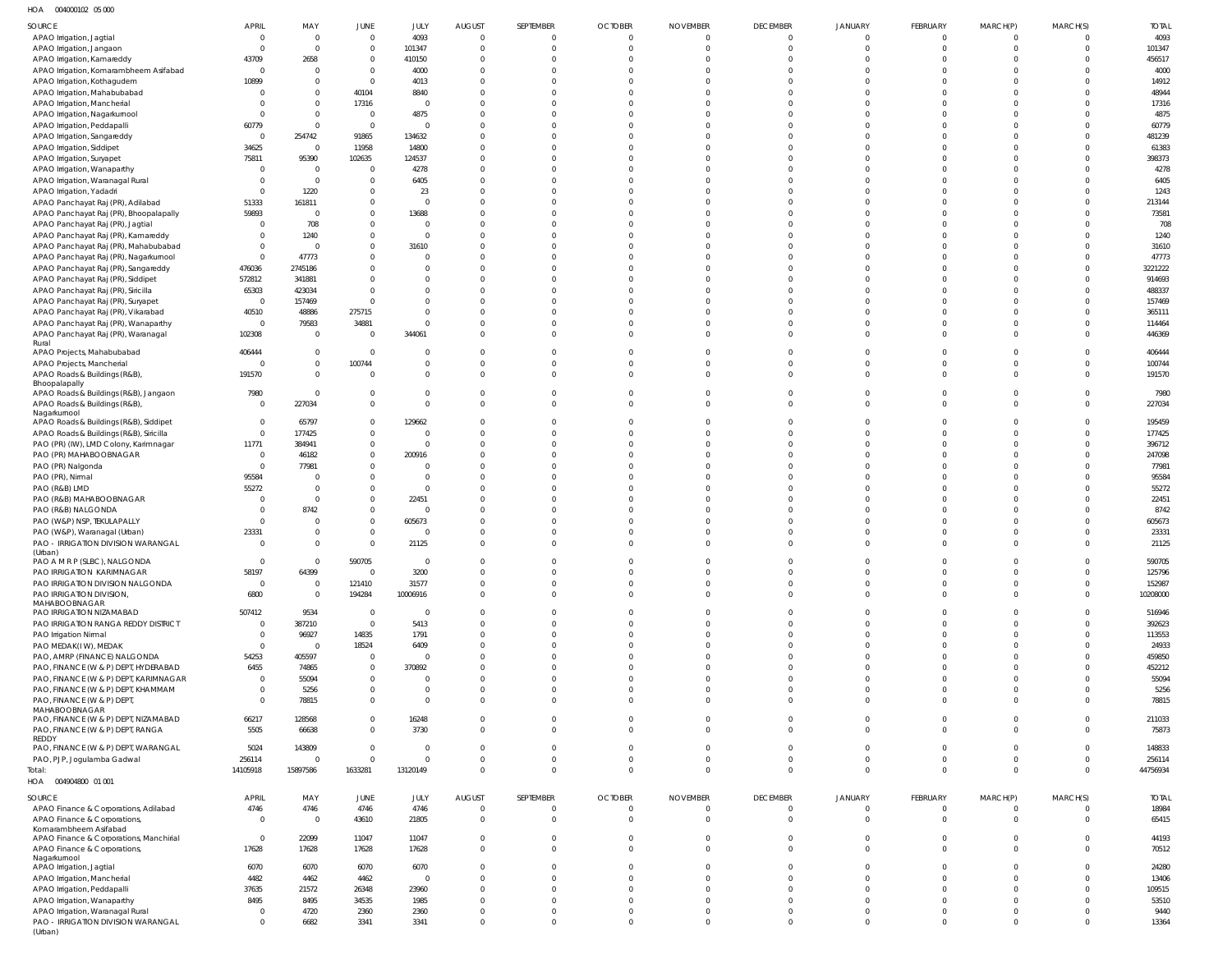HOA 004000102 05 000

| SOURCE | APRIL | MAY | JUNE | JULY | AUGUST | SEPTEMBER | OCTOBER | NOVEMBER | DECEMBER | JANUARY | FEBRUARY | MARCH(P) | MARCH(S) | TOTAL |
|---|---|---|---|---|---|---|---|---|---|---|---|---|---|---|
| APAO Irrigation, Jagtial | 0 | 0 | 0 | 4093 | 0 | 0 | 0 | 0 | 0 | 0 | 0 | 0 | 0 | 4093 |
| APAO Irrigation, Jangaon | 0 | 0 | 0 | 101347 | 0 | 0 | 0 | 0 | 0 | 0 | 0 | 0 | 0 | 101347 |
| APAO Irrigation, Kamareddy | 43709 | 2658 | 0 | 410150 | 0 | 0 | 0 | 0 | 0 | 0 | 0 | 0 | 0 | 456517 |
| APAO Irrigation, Komarambheem Asifabad | 0 | 0 | 0 | 4000 | 0 | 0 | 0 | 0 | 0 | 0 | 0 | 0 | 0 | 4000 |
| APAO Irrigation, Kothagudem | 10899 | 0 | 0 | 4013 | 0 | 0 | 0 | 0 | 0 | 0 | 0 | 0 | 0 | 14912 |
| APAO Irrigation, Mahabubabad | 0 | 0 | 40104 | 8840 | 0 | 0 | 0 | 0 | 0 | 0 | 0 | 0 | 0 | 48944 |
| APAO Irrigation, Mancherial | 0 | 0 | 17316 | 0 | 0 | 0 | 0 | 0 | 0 | 0 | 0 | 0 | 0 | 17316 |
| APAO Irrigation, Nagarkurnool | 0 | 0 | 0 | 4875 | 0 | 0 | 0 | 0 | 0 | 0 | 0 | 0 | 0 | 4875 |
| APAO Irrigation, Peddapalli | 60779 | 0 | 0 | 0 | 0 | 0 | 0 | 0 | 0 | 0 | 0 | 0 | 0 | 60779 |
| APAO Irrigation, Sangareddy | 0 | 254742 | 91865 | 134632 | 0 | 0 | 0 | 0 | 0 | 0 | 0 | 0 | 0 | 481239 |
| APAO Irrigation, Siddipet | 34625 | 0 | 11958 | 14800 | 0 | 0 | 0 | 0 | 0 | 0 | 0 | 0 | 0 | 61383 |
| APAO Irrigation, Suryapet | 75811 | 95390 | 102635 | 124537 | 0 | 0 | 0 | 0 | 0 | 0 | 0 | 0 | 0 | 398373 |
| APAO Irrigation, Wanaparthy | 0 | 0 | 0 | 4278 | 0 | 0 | 0 | 0 | 0 | 0 | 0 | 0 | 0 | 4278 |
| APAO Irrigation, Waranagal Rural | 0 | 0 | 0 | 6405 | 0 | 0 | 0 | 0 | 0 | 0 | 0 | 0 | 0 | 6405 |
| APAO Irrigation, Yadadri | 0 | 1220 | 0 | 23 | 0 | 0 | 0 | 0 | 0 | 0 | 0 | 0 | 0 | 1243 |
| APAO Panchayat Raj (PR), Adilabad | 51333 | 161811 | 0 | 0 | 0 | 0 | 0 | 0 | 0 | 0 | 0 | 0 | 0 | 213144 |
| APAO Panchayat Raj (PR), Bhoopalapally | 59893 | 0 | 0 | 13688 | 0 | 0 | 0 | 0 | 0 | 0 | 0 | 0 | 0 | 73581 |
| APAO Panchayat Raj (PR), Jagtial | 0 | 708 | 0 | 0 | 0 | 0 | 0 | 0 | 0 | 0 | 0 | 0 | 0 | 708 |
| APAO Panchayat Raj (PR), Kamareddy | 0 | 1240 | 0 | 0 | 0 | 0 | 0 | 0 | 0 | 0 | 0 | 0 | 0 | 1240 |
| APAO Panchayat Raj (PR), Mahabubabad | 0 | 0 | 0 | 31610 | 0 | 0 | 0 | 0 | 0 | 0 | 0 | 0 | 0 | 31610 |
| APAO Panchayat Raj (PR), Nagarkurnool | 0 | 47773 | 0 | 0 | 0 | 0 | 0 | 0 | 0 | 0 | 0 | 0 | 0 | 47773 |
| APAO Panchayat Raj (PR), Sangareddy | 476036 | 2745186 | 0 | 0 | 0 | 0 | 0 | 0 | 0 | 0 | 0 | 0 | 0 | 3221222 |
| APAO Panchayat Raj (PR), Siddipet | 572812 | 341881 | 0 | 0 | 0 | 0 | 0 | 0 | 0 | 0 | 0 | 0 | 0 | 914693 |
| APAO Panchayat Raj (PR), Siricilla | 65303 | 423034 | 0 | 0 | 0 | 0 | 0 | 0 | 0 | 0 | 0 | 0 | 0 | 488337 |
| APAO Panchayat Raj (PR), Suryapet | 0 | 157469 | 0 | 0 | 0 | 0 | 0 | 0 | 0 | 0 | 0 | 0 | 0 | 157469 |
| APAO Panchayat Raj (PR), Vikarabad | 40510 | 48886 | 275715 | 0 | 0 | 0 | 0 | 0 | 0 | 0 | 0 | 0 | 0 | 365111 |
| APAO Panchayat Raj (PR), Wanaparthy | 0 | 79583 | 34881 | 0 | 0 | 0 | 0 | 0 | 0 | 0 | 0 | 0 | 0 | 114464 |
| APAO Panchayat Raj (PR), Waranagal Rural | 102308 | 0 | 0 | 344061 | 0 | 0 | 0 | 0 | 0 | 0 | 0 | 0 | 0 | 446369 |
| APAO Projects, Mahabubabad | 406444 | 0 | 0 | 0 | 0 | 0 | 0 | 0 | 0 | 0 | 0 | 0 | 0 | 406444 |
| APAO Projects, Mancherial | 0 | 0 | 100744 | 0 | 0 | 0 | 0 | 0 | 0 | 0 | 0 | 0 | 0 | 100744 |
| APAO Roads & Buildings (R&B), Bhoopalapally | 191570 | 0 | 0 | 0 | 0 | 0 | 0 | 0 | 0 | 0 | 0 | 0 | 0 | 191570 |
| APAO Roads & Buildings (R&B), Jangaon | 7980 | 0 | 0 | 0 | 0 | 0 | 0 | 0 | 0 | 0 | 0 | 0 | 0 | 7980 |
| APAO Roads & Buildings (R&B), Nagarkurnool | 0 | 227034 | 0 | 0 | 0 | 0 | 0 | 0 | 0 | 0 | 0 | 0 | 0 | 227034 |
| APAO Roads & Buildings (R&B), Siddipet | 0 | 65797 | 0 | 129662 | 0 | 0 | 0 | 0 | 0 | 0 | 0 | 0 | 0 | 195459 |
| APAO Roads & Buildings (R&B), Siricilla | 0 | 177425 | 0 | 0 | 0 | 0 | 0 | 0 | 0 | 0 | 0 | 0 | 0 | 177425 |
| PAO (PR) (IW), LMD Colony, Karimnagar | 11771 | 384941 | 0 | 0 | 0 | 0 | 0 | 0 | 0 | 0 | 0 | 0 | 0 | 396712 |
| PAO (PR) MAHABOOBNAGAR | 0 | 46182 | 0 | 200916 | 0 | 0 | 0 | 0 | 0 | 0 | 0 | 0 | 0 | 247098 |
| PAO (PR) Nalgonda | 0 | 77981 | 0 | 0 | 0 | 0 | 0 | 0 | 0 | 0 | 0 | 0 | 0 | 77981 |
| PAO (PR), Nirmal | 95584 | 0 | 0 | 0 | 0 | 0 | 0 | 0 | 0 | 0 | 0 | 0 | 0 | 95584 |
| PAO (R&B) LMD | 55272 | 0 | 0 | 0 | 0 | 0 | 0 | 0 | 0 | 0 | 0 | 0 | 0 | 55272 |
| PAO (R&B) MAHABOOBNAGAR | 0 | 0 | 0 | 22451 | 0 | 0 | 0 | 0 | 0 | 0 | 0 | 0 | 0 | 22451 |
| PAO (R&B) NALGONDA | 0 | 8742 | 0 | 0 | 0 | 0 | 0 | 0 | 0 | 0 | 0 | 0 | 0 | 8742 |
| PAO (W&P) NSP, TEKULAPALLY | 0 | 0 | 0 | 605673 | 0 | 0 | 0 | 0 | 0 | 0 | 0 | 0 | 0 | 605673 |
| PAO (W&P), Waranagal (Urban) | 23331 | 0 | 0 | 0 | 0 | 0 | 0 | 0 | 0 | 0 | 0 | 0 | 0 | 23331 |
| PAO - IRRIGATION DIVISION WARANGAL (Urban) | 0 | 0 | 0 | 21125 | 0 | 0 | 0 | 0 | 0 | 0 | 0 | 0 | 0 | 21125 |
| PAO A M R P (SLBC), NALGONDA | 0 | 0 | 590705 | 0 | 0 | 0 | 0 | 0 | 0 | 0 | 0 | 0 | 0 | 590705 |
| PAO IRRIGATION KARIMNAGAR | 58197 | 64399 | 0 | 3200 | 0 | 0 | 0 | 0 | 0 | 0 | 0 | 0 | 0 | 125796 |
| PAO IRRIGATION DIVISION NALGONDA | 0 | 0 | 121410 | 31577 | 0 | 0 | 0 | 0 | 0 | 0 | 0 | 0 | 0 | 152987 |
| PAO IRRIGATION DIVISION, MAHABOOBNAGAR | 6800 | 0 | 194284 | 10006916 | 0 | 0 | 0 | 0 | 0 | 0 | 0 | 0 | 0 | 10208000 |
| PAO IRRIGATION NIZAMABAD | 507412 | 9534 | 0 | 0 | 0 | 0 | 0 | 0 | 0 | 0 | 0 | 0 | 0 | 516946 |
| PAO IRRIGATION RANGA REDDY DISTRICT | 0 | 387210 | 0 | 5413 | 0 | 0 | 0 | 0 | 0 | 0 | 0 | 0 | 0 | 392623 |
| PAO Irrigation Nirmal | 0 | 96927 | 14835 | 1791 | 0 | 0 | 0 | 0 | 0 | 0 | 0 | 0 | 0 | 113553 |
| PAO MEDAK(IW), MEDAK | 0 | 0 | 18524 | 6409 | 0 | 0 | 0 | 0 | 0 | 0 | 0 | 0 | 0 | 24933 |
| PAO, AMRP (FINANCE) NALGONDA | 54253 | 405597 | 0 | 0 | 0 | 0 | 0 | 0 | 0 | 0 | 0 | 0 | 0 | 459850 |
| PAO, FINANCE (W & P) DEPT, HYDERABAD | 6455 | 74865 | 0 | 370892 | 0 | 0 | 0 | 0 | 0 | 0 | 0 | 0 | 0 | 452212 |
| PAO, FINANCE (W & P) DEPT, KARIMNAGAR | 0 | 55094 | 0 | 0 | 0 | 0 | 0 | 0 | 0 | 0 | 0 | 0 | 0 | 55094 |
| PAO, FINANCE (W & P) DEPT, KHAMMAM | 0 | 5256 | 0 | 0 | 0 | 0 | 0 | 0 | 0 | 0 | 0 | 0 | 0 | 5256 |
| PAO, FINANCE (W & P) DEPT, MAHABOOBNAGAR | 0 | 78815 | 0 | 0 | 0 | 0 | 0 | 0 | 0 | 0 | 0 | 0 | 0 | 78815 |
| PAO, FINANCE (W & P) DEPT, NIZAMABAD | 66217 | 128568 | 0 | 16248 | 0 | 0 | 0 | 0 | 0 | 0 | 0 | 0 | 0 | 211033 |
| PAO, FINANCE (W & P) DEPT, RANGA REDDY | 5505 | 66638 | 0 | 3730 | 0 | 0 | 0 | 0 | 0 | 0 | 0 | 0 | 0 | 75873 |
| PAO, FINANCE (W & P) DEPT, WARANGAL | 5024 | 143809 | 0 | 0 | 0 | 0 | 0 | 0 | 0 | 0 | 0 | 0 | 0 | 148833 |
| PAO, PJP, Jogulamba Gadwal | 256114 | 0 | 0 | 0 | 0 | 0 | 0 | 0 | 0 | 0 | 0 | 0 | 0 | 256114 |
| Total: | 14105918 | 15897586 | 1633281 | 13120149 | 0 | 0 | 0 | 0 | 0 | 0 | 0 | 0 | 0 | 44756934 |

HOA 004904800 01 001

| SOURCE | APRIL | MAY | JUNE | JULY | AUGUST | SEPTEMBER | OCTOBER | NOVEMBER | DECEMBER | JANUARY | FEBRUARY | MARCH(P) | MARCH(S) | TOTAL |
|---|---|---|---|---|---|---|---|---|---|---|---|---|---|---|
| APAO Finance & Corporations, Adilabad | 4746 | 4746 | 4746 | 4746 | 0 | 0 | 0 | 0 | 0 | 0 | 0 | 0 | 0 | 18984 |
| APAO Finance & Corporations, Komarambheem Asifabad | 0 | 0 | 43610 | 21805 | 0 | 0 | 0 | 0 | 0 | 0 | 0 | 0 | 0 | 65415 |
| APAO Finance & Corporations, Manchirial | 0 | 22099 | 11047 | 11047 | 0 | 0 | 0 | 0 | 0 | 0 | 0 | 0 | 0 | 44193 |
| APAO Finance & Corporations, Nagarkurnool | 17628 | 17628 | 17628 | 17628 | 0 | 0 | 0 | 0 | 0 | 0 | 0 | 0 | 0 | 70512 |
| APAO Irrigation, Jagtial | 6070 | 6070 | 6070 | 6070 | 0 | 0 | 0 | 0 | 0 | 0 | 0 | 0 | 0 | 24280 |
| APAO Irrigation, Mancherial | 4482 | 4462 | 4462 | 0 | 0 | 0 | 0 | 0 | 0 | 0 | 0 | 0 | 0 | 13406 |
| APAO Irrigation, Peddapalli | 37635 | 21572 | 26348 | 23960 | 0 | 0 | 0 | 0 | 0 | 0 | 0 | 0 | 0 | 109515 |
| APAO Irrigation, Wanaparthy | 8495 | 8495 | 34535 | 1985 | 0 | 0 | 0 | 0 | 0 | 0 | 0 | 0 | 0 | 53510 |
| APAO Irrigation, Waranagal Rural | 0 | 4720 | 2360 | 2360 | 0 | 0 | 0 | 0 | 0 | 0 | 0 | 0 | 0 | 9440 |
| PAO - IRRIGATION DIVISION WARANGAL (Urban) | 0 | 6682 | 3341 | 3341 | 0 | 0 | 0 | 0 | 0 | 0 | 0 | 0 | 0 | 13364 |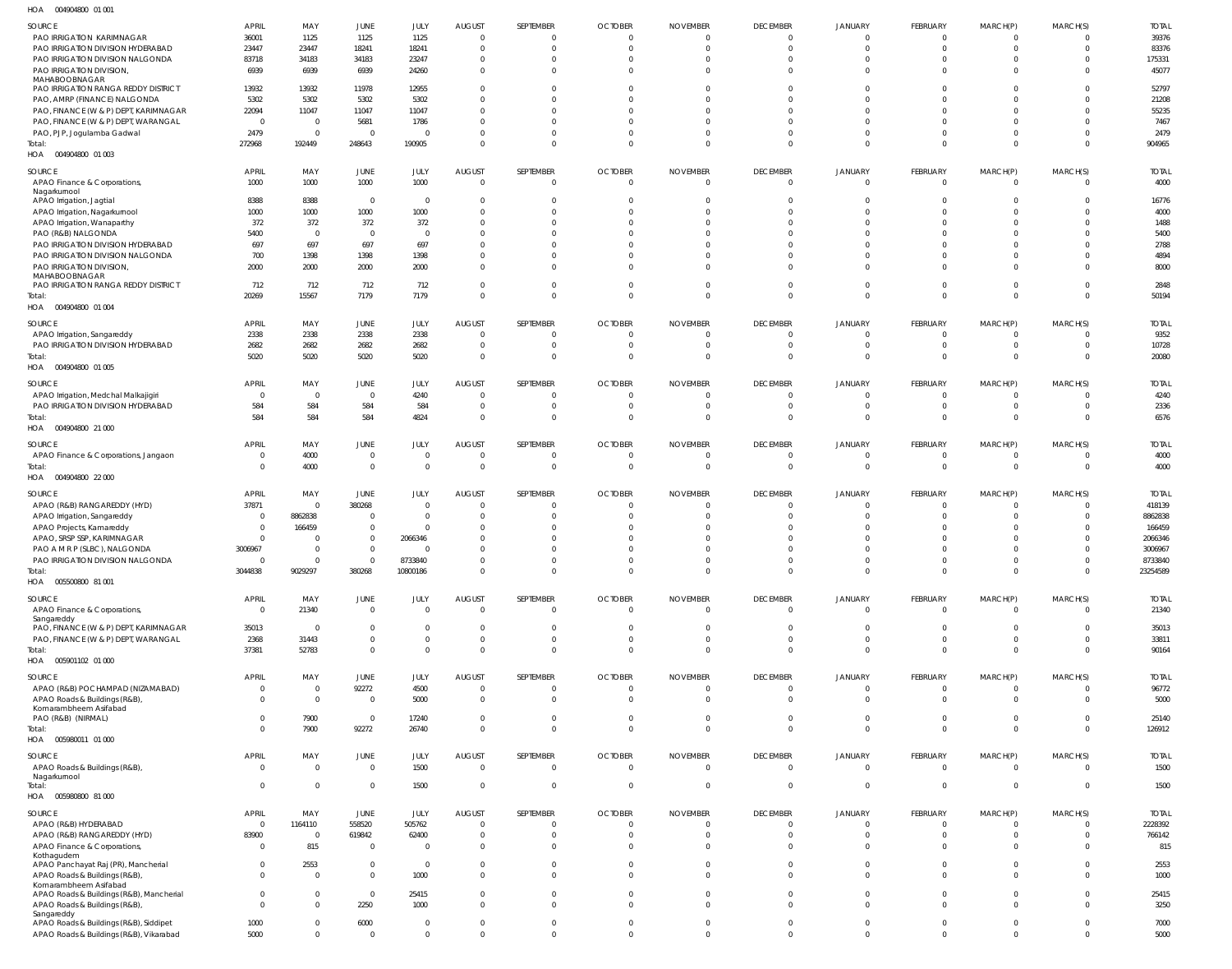HOA 004904800 01 001

| SOURCE | APRIL | MAY | JUNE | JULY | AUGUST | SEPTEMBER | OCTOBER | NOVEMBER | DECEMBER | JANUARY | FEBRUARY | MARCH(P) | MARCH(S) | TOTAL |
|---|---|---|---|---|---|---|---|---|---|---|---|---|---|---|
| PAO IRRIGATION KARIMNAGAR | 36001 | 1125 | 1125 | 1125 | 0 | 0 | 0 | 0 | 0 | 0 | 0 | 0 | 0 | 39376 |
| PAO IRRIGATION DIVISION HYDERABAD | 23447 | 23447 | 18241 | 18241 | 0 | 0 | 0 | 0 | 0 | 0 | 0 | 0 | 0 | 83376 |
| PAO IRRIGATION DIVISION NALGONDA | 83718 | 34183 | 34183 | 23247 | 0 | 0 | 0 | 0 | 0 | 0 | 0 | 0 | 0 | 175331 |
| PAO IRRIGATION DIVISION, MAHABOOBNAGAR | 6939 | 6939 | 6939 | 24260 | 0 | 0 | 0 | 0 | 0 | 0 | 0 | 0 | 0 | 45077 |
| PAO IRRIGATION RANGA REDDY DISTRICT | 13932 | 13932 | 11978 | 12955 | 0 | 0 | 0 | 0 | 0 | 0 | 0 | 0 | 0 | 52797 |
| PAO, AMRP (FINANCE) NALGONDA | 5302 | 5302 | 5302 | 5302 | 0 | 0 | 0 | 0 | 0 | 0 | 0 | 0 | 0 | 21208 |
| PAO, FINANCE (W & P) DEPT, KARIMNAGAR | 22094 | 11047 | 11047 | 11047 | 0 | 0 | 0 | 0 | 0 | 0 | 0 | 0 | 0 | 55235 |
| PAO, FINANCE (W & P) DEPT, WARANGAL | 0 | 0 | 5681 | 1786 | 0 | 0 | 0 | 0 | 0 | 0 | 0 | 0 | 0 | 7467 |
| PAO, PJP, Jogulamba Gadwal | 2479 | 0 | 0 | 0 | 0 | 0 | 0 | 0 | 0 | 0 | 0 | 0 | 0 | 2479 |
| Total: | 272968 | 192449 | 248643 | 190905 | 0 | 0 | 0 | 0 | 0 | 0 | 0 | 0 | 0 | 904965 |

HOA 004904800 01 003

| SOURCE | APRIL | MAY | JUNE | JULY | AUGUST | SEPTEMBER | OCTOBER | NOVEMBER | DECEMBER | JANUARY | FEBRUARY | MARCH(P) | MARCH(S) | TOTAL |
|---|---|---|---|---|---|---|---|---|---|---|---|---|---|---|
| APAO Finance & Corporations, Nagarkurnool | 1000 | 1000 | 1000 | 1000 | 0 | 0 | 0 | 0 | 0 | 0 | 0 | 0 | 0 | 4000 |
| APAO Irrigation, Jagtial | 8388 | 8388 | 0 | 0 | 0 | 0 | 0 | 0 | 0 | 0 | 0 | 0 | 0 | 16776 |
| APAO Irrigation, Nagarkurnool | 1000 | 1000 | 1000 | 1000 | 0 | 0 | 0 | 0 | 0 | 0 | 0 | 0 | 0 | 4000 |
| APAO Irrigation, Wanaparthy | 372 | 372 | 372 | 372 | 0 | 0 | 0 | 0 | 0 | 0 | 0 | 0 | 0 | 1488 |
| PAO (R&B) NALGONDA | 5400 | 0 | 0 | 0 | 0 | 0 | 0 | 0 | 0 | 0 | 0 | 0 | 0 | 5400 |
| PAO IRRIGATION DIVISION HYDERABAD | 697 | 697 | 697 | 697 | 0 | 0 | 0 | 0 | 0 | 0 | 0 | 0 | 0 | 2788 |
| PAO IRRIGATION DIVISION NALGONDA | 700 | 1398 | 1398 | 1398 | 0 | 0 | 0 | 0 | 0 | 0 | 0 | 0 | 0 | 4894 |
| PAO IRRIGATION DIVISION, MAHABOOBNAGAR | 2000 | 2000 | 2000 | 2000 | 0 | 0 | 0 | 0 | 0 | 0 | 0 | 0 | 0 | 8000 |
| PAO IRRIGATION RANGA REDDY DISTRICT | 712 | 712 | 712 | 712 | 0 | 0 | 0 | 0 | 0 | 0 | 0 | 0 | 0 | 2848 |
| Total: | 20269 | 15567 | 7179 | 7179 | 0 | 0 | 0 | 0 | 0 | 0 | 0 | 0 | 0 | 50194 |

HOA 004904800 01 004

| SOURCE | APRIL | MAY | JUNE | JULY | AUGUST | SEPTEMBER | OCTOBER | NOVEMBER | DECEMBER | JANUARY | FEBRUARY | MARCH(P) | MARCH(S) | TOTAL |
|---|---|---|---|---|---|---|---|---|---|---|---|---|---|---|
| APAO Irrigation, Sangareddy | 2338 | 2338 | 2338 | 2338 | 0 | 0 | 0 | 0 | 0 | 0 | 0 | 0 | 0 | 9352 |
| PAO IRRIGATION DIVISION HYDERABAD | 2682 | 2682 | 2682 | 2682 | 0 | 0 | 0 | 0 | 0 | 0 | 0 | 0 | 0 | 10728 |
| Total: | 5020 | 5020 | 5020 | 5020 | 0 | 0 | 0 | 0 | 0 | 0 | 0 | 0 | 0 | 20080 |

HOA 004904800 01 005

| SOURCE | APRIL | MAY | JUNE | JULY | AUGUST | SEPTEMBER | OCTOBER | NOVEMBER | DECEMBER | JANUARY | FEBRUARY | MARCH(P) | MARCH(S) | TOTAL |
|---|---|---|---|---|---|---|---|---|---|---|---|---|---|---|
| APAO Irrigation, Medchal Malkajigiri | 0 | 0 | 0 | 4240 | 0 | 0 | 0 | 0 | 0 | 0 | 0 | 0 | 0 | 4240 |
| PAO IRRIGATION DIVISION HYDERABAD | 584 | 584 | 584 | 584 | 0 | 0 | 0 | 0 | 0 | 0 | 0 | 0 | 0 | 2336 |
| Total: | 584 | 584 | 584 | 4824 | 0 | 0 | 0 | 0 | 0 | 0 | 0 | 0 | 0 | 6576 |

HOA 004904800 21 000

| SOURCE | APRIL | MAY | JUNE | JULY | AUGUST | SEPTEMBER | OCTOBER | NOVEMBER | DECEMBER | JANUARY | FEBRUARY | MARCH(P) | MARCH(S) | TOTAL |
|---|---|---|---|---|---|---|---|---|---|---|---|---|---|---|
| APAO Finance & Corporations, Jangaon | 0 | 4000 | 0 | 0 | 0 | 0 | 0 | 0 | 0 | 0 | 0 | 0 | 0 | 4000 |
| Total: | 0 | 4000 | 0 | 0 | 0 | 0 | 0 | 0 | 0 | 0 | 0 | 0 | 0 | 4000 |

HOA 004904800 22 000

| SOURCE | APRIL | MAY | JUNE | JULY | AUGUST | SEPTEMBER | OCTOBER | NOVEMBER | DECEMBER | JANUARY | FEBRUARY | MARCH(P) | MARCH(S) | TOTAL |
|---|---|---|---|---|---|---|---|---|---|---|---|---|---|---|
| APAO (R&B) RANGAREDDY (HYD) | 37871 | 0 | 380268 | 0 | 0 | 0 | 0 | 0 | 0 | 0 | 0 | 0 | 0 | 418139 |
| APAO Irrigation, Sangareddy | 0 | 8862838 | 0 | 0 | 0 | 0 | 0 | 0 | 0 | 0 | 0 | 0 | 0 | 8862838 |
| APAO Projects, Kamareddy | 0 | 166459 | 0 | 0 | 0 | 0 | 0 | 0 | 0 | 0 | 0 | 0 | 0 | 166459 |
| APAO, SRSP SSP, KARIMNAGAR | 0 | 0 | 0 | 2066346 | 0 | 0 | 0 | 0 | 0 | 0 | 0 | 0 | 0 | 2066346 |
| PAO A M R P (SLBC), NALGONDA | 3006967 | 0 | 0 | 0 | 0 | 0 | 0 | 0 | 0 | 0 | 0 | 0 | 0 | 3006967 |
| PAO IRRIGATION DIVISION NALGONDA | 0 | 0 | 0 | 8733840 | 0 | 0 | 0 | 0 | 0 | 0 | 0 | 0 | 0 | 8733840 |
| Total: | 3044838 | 9029297 | 380268 | 10800186 | 0 | 0 | 0 | 0 | 0 | 0 | 0 | 0 | 0 | 23254589 |

HOA 005500800 81 001

| SOURCE | APRIL | MAY | JUNE | JULY | AUGUST | SEPTEMBER | OCTOBER | NOVEMBER | DECEMBER | JANUARY | FEBRUARY | MARCH(P) | MARCH(S) | TOTAL |
|---|---|---|---|---|---|---|---|---|---|---|---|---|---|---|
| APAO Finance & Corporations, Sangareddy | 0 | 21340 | 0 | 0 | 0 | 0 | 0 | 0 | 0 | 0 | 0 | 0 | 0 | 21340 |
| PAO, FINANCE (W & P) DEPT, KARIMNAGAR | 35013 | 0 | 0 | 0 | 0 | 0 | 0 | 0 | 0 | 0 | 0 | 0 | 0 | 35013 |
| PAO, FINANCE (W & P) DEPT, WARANGAL | 2368 | 31443 | 0 | 0 | 0 | 0 | 0 | 0 | 0 | 0 | 0 | 0 | 0 | 33811 |
| Total: | 37381 | 52783 | 0 | 0 | 0 | 0 | 0 | 0 | 0 | 0 | 0 | 0 | 0 | 90164 |

HOA 005901102 01 000

| SOURCE | APRIL | MAY | JUNE | JULY | AUGUST | SEPTEMBER | OCTOBER | NOVEMBER | DECEMBER | JANUARY | FEBRUARY | MARCH(P) | MARCH(S) | TOTAL |
|---|---|---|---|---|---|---|---|---|---|---|---|---|---|---|
| APAO (R&B) POCHAMPAD (NIZAMABAD) | 0 | 0 | 92272 | 4500 | 0 | 0 | 0 | 0 | 0 | 0 | 0 | 0 | 0 | 96772 |
| APAO Roads & Buildings (R&B), Komarambheem Asifabad | 0 | 0 | 0 | 5000 | 0 | 0 | 0 | 0 | 0 | 0 | 0 | 0 | 0 | 5000 |
| PAO (R&B) (NIRMAL) | 0 | 7900 | 0 | 17240 | 0 | 0 | 0 | 0 | 0 | 0 | 0 | 0 | 0 | 25140 |
| Total: | 0 | 7900 | 92272 | 26740 | 0 | 0 | 0 | 0 | 0 | 0 | 0 | 0 | 0 | 126912 |

HOA 005980011 01 000

| SOURCE | APRIL | MAY | JUNE | JULY | AUGUST | SEPTEMBER | OCTOBER | NOVEMBER | DECEMBER | JANUARY | FEBRUARY | MARCH(P) | MARCH(S) | TOTAL |
|---|---|---|---|---|---|---|---|---|---|---|---|---|---|---|
| APAO Roads & Buildings (R&B), Nagarkurnool | 0 | 0 | 0 | 1500 | 0 | 0 | 0 | 0 | 0 | 0 | 0 | 0 | 0 | 1500 |
| Total: | 0 | 0 | 0 | 1500 | 0 | 0 | 0 | 0 | 0 | 0 | 0 | 0 | 0 | 1500 |

HOA 005980800 81 000

| SOURCE | APRIL | MAY | JUNE | JULY | AUGUST | SEPTEMBER | OCTOBER | NOVEMBER | DECEMBER | JANUARY | FEBRUARY | MARCH(P) | MARCH(S) | TOTAL |
|---|---|---|---|---|---|---|---|---|---|---|---|---|---|---|
| APAO (R&B) HYDERABAD | 0 | 1164110 | 558520 | 505762 | 0 | 0 | 0 | 0 | 0 | 0 | 0 | 0 | 0 | 2228392 |
| APAO (R&B) RANGAREDDY (HYD) | 83900 | 0 | 619842 | 62400 | 0 | 0 | 0 | 0 | 0 | 0 | 0 | 0 | 0 | 766142 |
| APAO Finance & Corporations, Kothagudem | 0 | 815 | 0 | 0 | 0 | 0 | 0 | 0 | 0 | 0 | 0 | 0 | 0 | 815 |
| APAO Panchayat Raj (PR), Mancherial | 0 | 2553 | 0 | 0 | 0 | 0 | 0 | 0 | 0 | 0 | 0 | 0 | 0 | 2553 |
| APAO Roads & Buildings (R&B), Komarambheem Asifabad | 0 | 0 | 0 | 1000 | 0 | 0 | 0 | 0 | 0 | 0 | 0 | 0 | 0 | 1000 |
| APAO Roads & Buildings (R&B), Mancherial | 0 | 0 | 0 | 25415 | 0 | 0 | 0 | 0 | 0 | 0 | 0 | 0 | 0 | 25415 |
| APAO Roads & Buildings (R&B), Sangareddy | 0 | 0 | 2250 | 1000 | 0 | 0 | 0 | 0 | 0 | 0 | 0 | 0 | 0 | 3250 |
| APAO Roads & Buildings (R&B), Siddipet | 1000 | 0 | 6000 | 0 | 0 | 0 | 0 | 0 | 0 | 0 | 0 | 0 | 0 | 7000 |
| APAO Roads & Buildings (R&B), Vikarabad | 5000 | 0 | 0 | 0 | 0 | 0 | 0 | 0 | 0 | 0 | 0 | 0 | 0 | 5000 |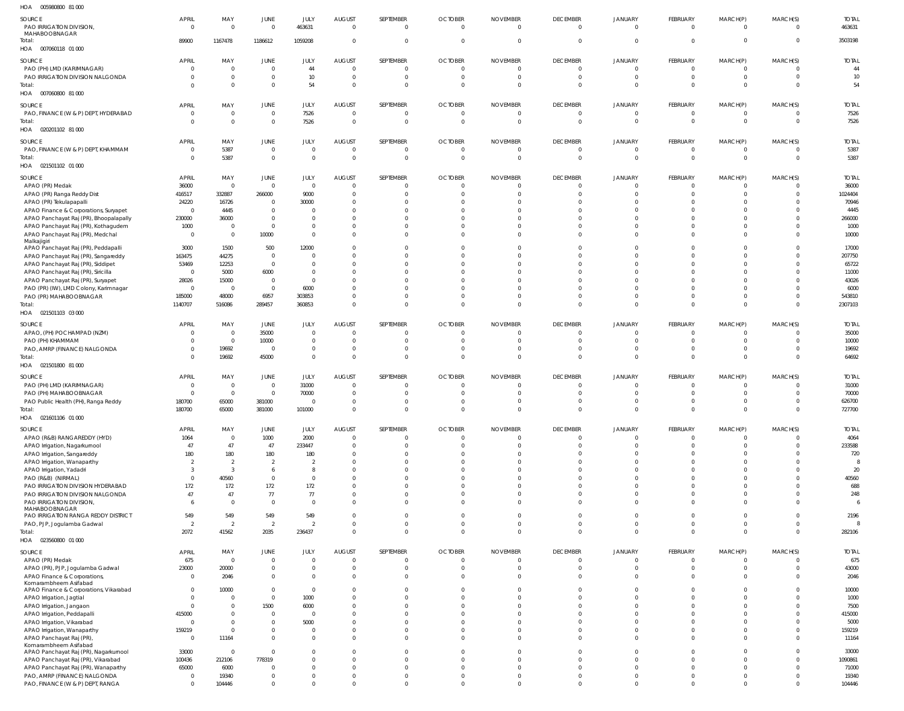HOA 005980800 81 000

| SOURCE | APRIL | MAY | JUNE | JULY | AUGUST | SEPTEMBER | OCTOBER | NOVEMBER | DECEMBER | JANUARY | FEBRUARY | MARCH(P) | MARCH(S) | TOTAL |
|---|---|---|---|---|---|---|---|---|---|---|---|---|---|---|
| PAO IRRIGATION DIVISION, MAHABOOBNAGAR | 0 | 0 | 0 | 463631 | 0 | 0 | 0 | 0 | 0 | 0 | 0 | 0 | 0 | 463631 |
| Total: | 89900 | 1167478 | 1186612 | 1059208 | 0 | 0 | 0 | 0 | 0 | 0 | 0 | 0 | 0 | 3503198 |

HOA 007060118 01 000

| SOURCE | APRIL | MAY | JUNE | JULY | AUGUST | SEPTEMBER | OCTOBER | NOVEMBER | DECEMBER | JANUARY | FEBRUARY | MARCH(P) | MARCH(S) | TOTAL |
|---|---|---|---|---|---|---|---|---|---|---|---|---|---|---|
| PAO (PH) LMD (KARIMNAGAR) | 0 | 0 | 0 | 44 | 0 | 0 | 0 | 0 | 0 | 0 | 0 | 0 | 0 | 44 |
| PAO IRRIGATION DIVISION NALGONDA | 0 | 0 | 0 | 10 | 0 | 0 | 0 | 0 | 0 | 0 | 0 | 0 | 0 | 10 |
| Total: | 0 | 0 | 0 | 54 | 0 | 0 | 0 | 0 | 0 | 0 | 0 | 0 | 0 | 54 |

HOA 007060800 81 000

| SOURCE | APRIL | MAY | JUNE | JULY | AUGUST | SEPTEMBER | OCTOBER | NOVEMBER | DECEMBER | JANUARY | FEBRUARY | MARCH(P) | MARCH(S) | TOTAL |
|---|---|---|---|---|---|---|---|---|---|---|---|---|---|---|
| PAO, FINANCE (W & P) DEPT, HYDERABAD | 0 | 0 | 0 | 7526 | 0 | 0 | 0 | 0 | 0 | 0 | 0 | 0 | 0 | 7526 |
| Total: | 0 | 0 | 0 | 7526 | 0 | 0 | 0 | 0 | 0 | 0 | 0 | 0 | 0 | 7526 |

HOA 020201102 81 000

| SOURCE | APRIL | MAY | JUNE | JULY | AUGUST | SEPTEMBER | OCTOBER | NOVEMBER | DECEMBER | JANUARY | FEBRUARY | MARCH(P) | MARCH(S) | TOTAL |
|---|---|---|---|---|---|---|---|---|---|---|---|---|---|---|
| PAO, FINANCE (W & P) DEPT, KHAMMAM | 0 | 5387 | 0 | 0 | 0 | 0 | 0 | 0 | 0 | 0 | 0 | 0 | 0 | 5387 |
| Total: | 0 | 5387 | 0 | 0 | 0 | 0 | 0 | 0 | 0 | 0 | 0 | 0 | 0 | 5387 |

HOA 021501102 01 000

| SOURCE | APRIL | MAY | JUNE | JULY | AUGUST | SEPTEMBER | OCTOBER | NOVEMBER | DECEMBER | JANUARY | FEBRUARY | MARCH(P) | MARCH(S) | TOTAL |
|---|---|---|---|---|---|---|---|---|---|---|---|---|---|---|
| APAO (PR) Medak | 36000 | 0 | 0 | 0 | 0 | 0 | 0 | 0 | 0 | 0 | 0 | 0 | 0 | 36000 |
| APAO (PR) Ranga Reddy Dist | 416517 | 332887 | 266000 | 9000 | 0 | 0 | 0 | 0 | 0 | 0 | 0 | 0 | 0 | 1024404 |
| APAO (PR) Tekulapapalli | 24220 | 16726 | 0 | 30000 | 0 | 0 | 0 | 0 | 0 | 0 | 0 | 0 | 0 | 70946 |
| APAO Finance & Corporations, Suryapet | 0 | 4445 | 0 | 0 | 0 | 0 | 0 | 0 | 0 | 0 | 0 | 0 | 0 | 4445 |
| APAO Panchayat Raj (PR), Bhoopalapally | 230000 | 36000 | 0 | 0 | 0 | 0 | 0 | 0 | 0 | 0 | 0 | 0 | 0 | 266000 |
| APAO Panchayat Raj (PR), Kothagudem | 1000 | 0 | 0 | 0 | 0 | 0 | 0 | 0 | 0 | 0 | 0 | 0 | 0 | 1000 |
| APAO Panchayat Raj (PR), Medchal Malkajigiri | 0 | 0 | 10000 | 0 | 0 | 0 | 0 | 0 | 0 | 0 | 0 | 0 | 0 | 10000 |
| APAO Panchayat Raj (PR), Peddapalli | 3000 | 1500 | 500 | 12000 | 0 | 0 | 0 | 0 | 0 | 0 | 0 | 0 | 0 | 17000 |
| APAO Panchayat Raj (PR), Sangareddy | 163475 | 44275 | 0 | 0 | 0 | 0 | 0 | 0 | 0 | 0 | 0 | 0 | 0 | 207750 |
| APAO Panchayat Raj (PR), Siddipet | 53469 | 12253 | 0 | 0 | 0 | 0 | 0 | 0 | 0 | 0 | 0 | 0 | 0 | 65722 |
| APAO Panchayat Raj (PR), Siricilla | 0 | 5000 | 6000 | 0 | 0 | 0 | 0 | 0 | 0 | 0 | 0 | 0 | 0 | 11000 |
| APAO Panchayat Raj (PR), Suryapet | 28026 | 15000 | 0 | 0 | 0 | 0 | 0 | 0 | 0 | 0 | 0 | 0 | 0 | 43026 |
| PAO (PR) (IW), LMD Colony, Karimnagar | 0 | 0 | 0 | 6000 | 0 | 0 | 0 | 0 | 0 | 0 | 0 | 0 | 0 | 6000 |
| PAO (PR) MAHABOOBNAGAR | 185000 | 48000 | 6957 | 303853 | 0 | 0 | 0 | 0 | 0 | 0 | 0 | 0 | 0 | 543810 |
| Total: | 1140707 | 516086 | 289457 | 360853 | 0 | 0 | 0 | 0 | 0 | 0 | 0 | 0 | 0 | 2307103 |

HOA 021501103 03 000

| SOURCE | APRIL | MAY | JUNE | JULY | AUGUST | SEPTEMBER | OCTOBER | NOVEMBER | DECEMBER | JANUARY | FEBRUARY | MARCH(P) | MARCH(S) | TOTAL |
|---|---|---|---|---|---|---|---|---|---|---|---|---|---|---|
| APAO, (PH) POCHAMPAD (NZM) | 0 | 0 | 35000 | 0 | 0 | 0 | 0 | 0 | 0 | 0 | 0 | 0 | 0 | 35000 |
| PAO (PH) KHAMMAM | 0 | 0 | 10000 | 0 | 0 | 0 | 0 | 0 | 0 | 0 | 0 | 0 | 0 | 10000 |
| PAO, AMRP (FINANCE) NALGONDA | 0 | 19692 | 0 | 0 | 0 | 0 | 0 | 0 | 0 | 0 | 0 | 0 | 0 | 19692 |
| Total: | 0 | 19692 | 45000 | 0 | 0 | 0 | 0 | 0 | 0 | 0 | 0 | 0 | 0 | 64692 |

HOA 021501800 81 000

| SOURCE | APRIL | MAY | JUNE | JULY | AUGUST | SEPTEMBER | OCTOBER | NOVEMBER | DECEMBER | JANUARY | FEBRUARY | MARCH(P) | MARCH(S) | TOTAL |
|---|---|---|---|---|---|---|---|---|---|---|---|---|---|---|
| PAO (PH) LMD (KARIMNAGAR) | 0 | 0 | 0 | 31000 | 0 | 0 | 0 | 0 | 0 | 0 | 0 | 0 | 0 | 31000 |
| PAO (PH) MAHABOOBNAGAR | 0 | 0 | 0 | 70000 | 0 | 0 | 0 | 0 | 0 | 0 | 0 | 0 | 0 | 70000 |
| PAO Public Health (PH), Ranga Reddy | 180700 | 65000 | 381000 | 0 | 0 | 0 | 0 | 0 | 0 | 0 | 0 | 0 | 0 | 626700 |
| Total: | 180700 | 65000 | 381000 | 101000 | 0 | 0 | 0 | 0 | 0 | 0 | 0 | 0 | 0 | 727700 |

HOA 021601106 01 000

| SOURCE | APRIL | MAY | JUNE | JULY | AUGUST | SEPTEMBER | OCTOBER | NOVEMBER | DECEMBER | JANUARY | FEBRUARY | MARCH(P) | MARCH(S) | TOTAL |
|---|---|---|---|---|---|---|---|---|---|---|---|---|---|---|
| APAO (R&B) RANGAREDDY (HYD) | 1064 | 0 | 1000 | 2000 | 0 | 0 | 0 | 0 | 0 | 0 | 0 | 0 | 0 | 4064 |
| APAO Irrigation, Nagarkurnool | 47 | 47 | 47 | 233447 | 0 | 0 | 0 | 0 | 0 | 0 | 0 | 0 | 0 | 233588 |
| APAO Irrigation, Sangareddy | 180 | 180 | 180 | 180 | 0 | 0 | 0 | 0 | 0 | 0 | 0 | 0 | 0 | 720 |
| APAO Irrigation, Wanaparthy | 2 | 2 | 2 | 2 | 0 | 0 | 0 | 0 | 0 | 0 | 0 | 0 | 0 | 8 |
| APAO Irrigation, Yadadri | 3 | 3 | 6 | 8 | 0 | 0 | 0 | 0 | 0 | 0 | 0 | 0 | 0 | 20 |
| PAO (R&B) (NIRMAL) | 0 | 40560 | 0 | 0 | 0 | 0 | 0 | 0 | 0 | 0 | 0 | 0 | 0 | 40560 |
| PAO IRRIGATION DIVISION HYDERABAD | 172 | 172 | 172 | 172 | 0 | 0 | 0 | 0 | 0 | 0 | 0 | 0 | 0 | 688 |
| PAO IRRIGATION DIVISION NALGONDA | 47 | 47 | 77 | 77 | 0 | 0 | 0 | 0 | 0 | 0 | 0 | 0 | 0 | 248 |
| PAO IRRIGATION DIVISION, MAHABOOBNAGAR | 6 | 0 | 0 | 0 | 0 | 0 | 0 | 0 | 0 | 0 | 0 | 0 | 0 | 6 |
| PAO IRRIGATION RANGA REDDY DISTRICT | 549 | 549 | 549 | 549 | 0 | 0 | 0 | 0 | 0 | 0 | 0 | 0 | 0 | 2196 |
| PAO, PJP, Jogulamba Gadwal | 2 | 2 | 2 | 2 | 0 | 0 | 0 | 0 | 0 | 0 | 0 | 0 | 0 | 8 |
| Total: | 2072 | 41562 | 2035 | 236437 | 0 | 0 | 0 | 0 | 0 | 0 | 0 | 0 | 0 | 282106 |

HOA 023560800 01 000

| SOURCE | APRIL | MAY | JUNE | JULY | AUGUST | SEPTEMBER | OCTOBER | NOVEMBER | DECEMBER | JANUARY | FEBRUARY | MARCH(P) | MARCH(S) | TOTAL |
|---|---|---|---|---|---|---|---|---|---|---|---|---|---|---|
| APAO (PR) Medak | 675 | 0 | 0 | 0 | 0 | 0 | 0 | 0 | 0 | 0 | 0 | 0 | 0 | 675 |
| APAO (PR), PJP, Jogulamba Gadwal | 23000 | 20000 | 0 | 0 | 0 | 0 | 0 | 0 | 0 | 0 | 0 | 0 | 0 | 43000 |
| APAO Finance & Corporations, Komarambheem Asifabad | 0 | 2046 | 0 | 0 | 0 | 0 | 0 | 0 | 0 | 0 | 0 | 0 | 0 | 2046 |
| APAO Finance & Corporations, Vikarabad | 0 | 10000 | 0 | 0 | 0 | 0 | 0 | 0 | 0 | 0 | 0 | 0 | 0 | 10000 |
| APAO Irrigation, Jagtial | 0 | 0 | 0 | 1000 | 0 | 0 | 0 | 0 | 0 | 0 | 0 | 0 | 0 | 1000 |
| APAO Irrigation, Jangaon | 0 | 0 | 1500 | 6000 | 0 | 0 | 0 | 0 | 0 | 0 | 0 | 0 | 0 | 7500 |
| APAO Irrigation, Peddapalli | 415000 | 0 | 0 | 0 | 0 | 0 | 0 | 0 | 0 | 0 | 0 | 0 | 0 | 415000 |
| APAO Irrigation, Vikarabad | 0 | 0 | 0 | 5000 | 0 | 0 | 0 | 0 | 0 | 0 | 0 | 0 | 0 | 5000 |
| APAO Irrigation, Wanaparthy | 159219 | 0 | 0 | 0 | 0 | 0 | 0 | 0 | 0 | 0 | 0 | 0 | 0 | 159219 |
| APAO Panchayat Raj (PR), Komarambheem Asifabad | 0 | 11164 | 0 | 0 | 0 | 0 | 0 | 0 | 0 | 0 | 0 | 0 | 0 | 11164 |
| APAO Panchayat Raj (PR), Nagarkurnool | 33000 | 0 | 0 | 0 | 0 | 0 | 0 | 0 | 0 | 0 | 0 | 0 | 0 | 33000 |
| APAO Panchayat Raj (PR), Vikarabad | 100436 | 212106 | 778319 | 0 | 0 | 0 | 0 | 0 | 0 | 0 | 0 | 0 | 0 | 1090861 |
| APAO Panchayat Raj (PR), Wanaparthy | 65000 | 6000 | 0 | 0 | 0 | 0 | 0 | 0 | 0 | 0 | 0 | 0 | 0 | 71000 |
| PAO, AMRP (FINANCE) NALGONDA | 0 | 19340 | 0 | 0 | 0 | 0 | 0 | 0 | 0 | 0 | 0 | 0 | 0 | 19340 |
| PAO, FINANCE (W & P) DEPT, RANGA | 0 | 104446 | 0 | 0 | 0 | 0 | 0 | 0 | 0 | 0 | 0 | 0 | 0 | 104446 |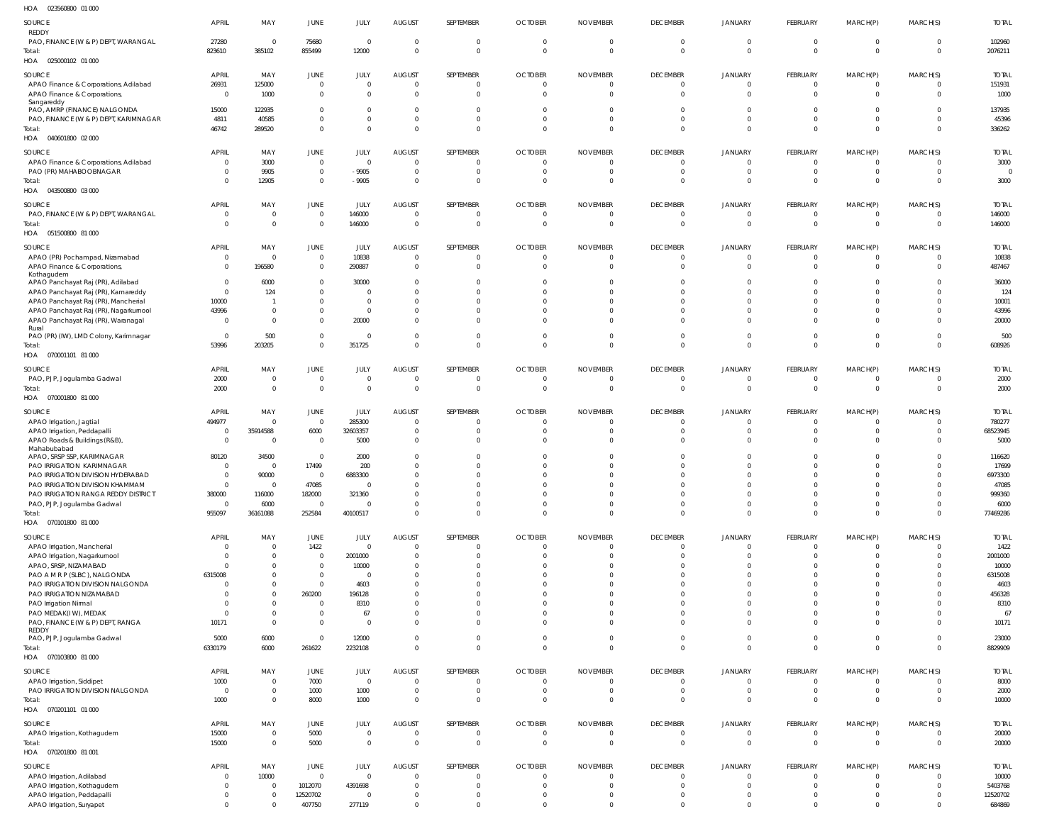HOA 023560800 01 000

| SOURCE | APRIL | MAY | JUNE | JULY | AUGUST | SEPTEMBER | OCTOBER | NOVEMBER | DECEMBER | JANUARY | FEBRUARY | MARCH(P) | MARCH(S) | TOTAL |
|---|---|---|---|---|---|---|---|---|---|---|---|---|---|---|
| REDDY | | | | | | | | | | | | | | |
| PAO, FINANCE (W & P) DEPT, WARANGAL | 27280 | 0 | 75680 | 0 | 0 | 0 | 0 | 0 | 0 | 0 | 0 | 0 | 0 | 102960 |
| Total: | 823610 | 385102 | 855499 | 12000 | 0 | 0 | 0 | 0 | 0 | 0 | 0 | 0 | 0 | 2076211 |

HOA 025000102 01 000

| SOURCE | APRIL | MAY | JUNE | JULY | AUGUST | SEPTEMBER | OCTOBER | NOVEMBER | DECEMBER | JANUARY | FEBRUARY | MARCH(P) | MARCH(S) | TOTAL |
|---|---|---|---|---|---|---|---|---|---|---|---|---|---|---|
| APAO Finance & Corporations, Adilabad | 26931 | 125000 | 0 | 0 | 0 | 0 | 0 | 0 | 0 | 0 | 0 | 0 | 0 | 151931 |
| APAO Finance & Corporations, Sangareddy | 0 | 1000 | 0 | 0 | 0 | 0 | 0 | 0 | 0 | 0 | 0 | 0 | 0 | 1000 |
| PAO, AMRP (FINANCE) NALGONDA | 15000 | 122935 | 0 | 0 | 0 | 0 | 0 | 0 | 0 | 0 | 0 | 0 | 0 | 137935 |
| PAO, FINANCE (W & P) DEPT, KARIMNAGAR | 4811 | 40585 | 0 | 0 | 0 | 0 | 0 | 0 | 0 | 0 | 0 | 0 | 0 | 45396 |
| Total: | 46742 | 289520 | 0 | 0 | 0 | 0 | 0 | 0 | 0 | 0 | 0 | 0 | 0 | 336262 |

HOA 040601800 02 000

| SOURCE | APRIL | MAY | JUNE | JULY | AUGUST | SEPTEMBER | OCTOBER | NOVEMBER | DECEMBER | JANUARY | FEBRUARY | MARCH(P) | MARCH(S) | TOTAL |
|---|---|---|---|---|---|---|---|---|---|---|---|---|---|---|
| APAO Finance & Corporations, Adilabad | 0 | 3000 | 0 | 0 | 0 | 0 | 0 | 0 | 0 | 0 | 0 | 0 | 0 | 3000 |
| PAO (PR) MAHABOOBNAGAR | 0 | 9905 | 0 | -9905 | 0 | 0 | 0 | 0 | 0 | 0 | 0 | 0 | 0 | 0 |
| Total: | 0 | 12905 | 0 | -9905 | 0 | 0 | 0 | 0 | 0 | 0 | 0 | 0 | 0 | 3000 |

HOA 043500800 03 000

| SOURCE | APRIL | MAY | JUNE | JULY | AUGUST | SEPTEMBER | OCTOBER | NOVEMBER | DECEMBER | JANUARY | FEBRUARY | MARCH(P) | MARCH(S) | TOTAL |
|---|---|---|---|---|---|---|---|---|---|---|---|---|---|---|
| PAO, FINANCE (W & P) DEPT, WARANGAL | 0 | 0 | 0 | 146000 | 0 | 0 | 0 | 0 | 0 | 0 | 0 | 0 | 0 | 146000 |
| Total: | 0 | 0 | 0 | 146000 | 0 | 0 | 0 | 0 | 0 | 0 | 0 | 0 | 0 | 146000 |

HOA 051500800 81 000

| SOURCE | APRIL | MAY | JUNE | JULY | AUGUST | SEPTEMBER | OCTOBER | NOVEMBER | DECEMBER | JANUARY | FEBRUARY | MARCH(P) | MARCH(S) | TOTAL |
|---|---|---|---|---|---|---|---|---|---|---|---|---|---|---|
| APAO (PR) Pochampad, Nizamabad | 0 | 0 | 0 | 10838 | 0 | 0 | 0 | 0 | 0 | 0 | 0 | 0 | 0 | 10838 |
| APAO Finance & Corporations, Kothagudem | 0 | 196580 | 0 | 290887 | 0 | 0 | 0 | 0 | 0 | 0 | 0 | 0 | 0 | 487467 |
| APAO Panchayat Raj (PR), Adilabad | 0 | 6000 | 0 | 30000 | 0 | 0 | 0 | 0 | 0 | 0 | 0 | 0 | 0 | 36000 |
| APAO Panchayat Raj (PR), Kamareddy | 0 | 124 | 0 | 0 | 0 | 0 | 0 | 0 | 0 | 0 | 0 | 0 | 0 | 124 |
| APAO Panchayat Raj (PR), Mancherial | 10000 | 1 | 0 | 0 | 0 | 0 | 0 | 0 | 0 | 0 | 0 | 0 | 0 | 10001 |
| APAO Panchayat Raj (PR), Nagarkurnool | 43996 | 0 | 0 | 0 | 0 | 0 | 0 | 0 | 0 | 0 | 0 | 0 | 0 | 43996 |
| APAO Panchayat Raj (PR), Waranagal Rural | 0 | 0 | 0 | 20000 | 0 | 0 | 0 | 0 | 0 | 0 | 0 | 0 | 0 | 20000 |
| PAO (PR) (IW), LMD Colony, Karimnagar | 0 | 500 | 0 | 0 | 0 | 0 | 0 | 0 | 0 | 0 | 0 | 0 | 0 | 500 |
| Total: | 53996 | 203205 | 0 | 351725 | 0 | 0 | 0 | 0 | 0 | 0 | 0 | 0 | 0 | 608926 |

HOA 070001101 81 000

| SOURCE | APRIL | MAY | JUNE | JULY | AUGUST | SEPTEMBER | OCTOBER | NOVEMBER | DECEMBER | JANUARY | FEBRUARY | MARCH(P) | MARCH(S) | TOTAL |
|---|---|---|---|---|---|---|---|---|---|---|---|---|---|---|
| PAO, PJP, Jogulamba Gadwal | 2000 | 0 | 0 | 0 | 0 | 0 | 0 | 0 | 0 | 0 | 0 | 0 | 0 | 2000 |
| Total: | 2000 | 0 | 0 | 0 | 0 | 0 | 0 | 0 | 0 | 0 | 0 | 0 | 0 | 2000 |

HOA 070001800 81 000

| SOURCE | APRIL | MAY | JUNE | JULY | AUGUST | SEPTEMBER | OCTOBER | NOVEMBER | DECEMBER | JANUARY | FEBRUARY | MARCH(P) | MARCH(S) | TOTAL |
|---|---|---|---|---|---|---|---|---|---|---|---|---|---|---|
| APAO Irrigation, Jagtial | 494977 | 0 | 0 | 285300 | 0 | 0 | 0 | 0 | 0 | 0 | 0 | 0 | 0 | 780277 |
| APAO Irrigation, Peddapalli | 0 | 35914588 | 6000 | 32603357 | 0 | 0 | 0 | 0 | 0 | 0 | 0 | 0 | 0 | 68523945 |
| APAO Roads & Buildings (R&B), Mahabubabad | 0 | 0 | 0 | 5000 | 0 | 0 | 0 | 0 | 0 | 0 | 0 | 0 | 0 | 5000 |
| APAO, SRSP SSP, KARIMNAGAR | 80120 | 34500 | 0 | 2000 | 0 | 0 | 0 | 0 | 0 | 0 | 0 | 0 | 0 | 116620 |
| PAO IRRIGATION KARIMNAGAR | 0 | 0 | 17499 | 200 | 0 | 0 | 0 | 0 | 0 | 0 | 0 | 0 | 0 | 17699 |
| PAO IRRIGATION DIVISION HYDERABAD | 0 | 90000 | 0 | 6883300 | 0 | 0 | 0 | 0 | 0 | 0 | 0 | 0 | 0 | 6973300 |
| PAO IRRIGATION DIVISION KHAMMAM | 0 | 0 | 47085 | 0 | 0 | 0 | 0 | 0 | 0 | 0 | 0 | 0 | 0 | 47085 |
| PAO IRRIGATION RANGA REDDY DISTRICT | 380000 | 116000 | 182000 | 321360 | 0 | 0 | 0 | 0 | 0 | 0 | 0 | 0 | 0 | 999360 |
| PAO, PJP, Jogulamba Gadwal | 0 | 6000 | 0 | 0 | 0 | 0 | 0 | 0 | 0 | 0 | 0 | 0 | 0 | 6000 |
| Total: | 955097 | 36161088 | 252584 | 40100517 | 0 | 0 | 0 | 0 | 0 | 0 | 0 | 0 | 0 | 77469286 |

HOA 070101800 81 000

| SOURCE | APRIL | MAY | JUNE | JULY | AUGUST | SEPTEMBER | OCTOBER | NOVEMBER | DECEMBER | JANUARY | FEBRUARY | MARCH(P) | MARCH(S) | TOTAL |
|---|---|---|---|---|---|---|---|---|---|---|---|---|---|---|
| APAO Irrigation, Mancherial | 0 | 0 | 1422 | 0 | 0 | 0 | 0 | 0 | 0 | 0 | 0 | 0 | 0 | 1422 |
| APAO Irrigation, Nagarkurnool | 0 | 0 | 0 | 2001000 | 0 | 0 | 0 | 0 | 0 | 0 | 0 | 0 | 0 | 2001000 |
| APAO, SRSP, NIZAMABAD | 0 | 0 | 0 | 10000 | 0 | 0 | 0 | 0 | 0 | 0 | 0 | 0 | 0 | 10000 |
| PAO A M R P (SLBC), NALGONDA | 6315008 | 0 | 0 | 0 | 0 | 0 | 0 | 0 | 0 | 0 | 0 | 0 | 0 | 6315008 |
| PAO IRRIGATION DIVISION NALGONDA | 0 | 0 | 0 | 4603 | 0 | 0 | 0 | 0 | 0 | 0 | 0 | 0 | 0 | 4603 |
| PAO IRRIGATION NIZAMABAD | 0 | 0 | 260200 | 196128 | 0 | 0 | 0 | 0 | 0 | 0 | 0 | 0 | 0 | 456328 |
| PAO Irrigation Nirmal | 0 | 0 | 0 | 8310 | 0 | 0 | 0 | 0 | 0 | 0 | 0 | 0 | 0 | 8310 |
| PAO MEDAK(IW), MEDAK | 0 | 0 | 0 | 67 | 0 | 0 | 0 | 0 | 0 | 0 | 0 | 0 | 0 | 67 |
| PAO, FINANCE (W & P) DEPT, RANGA REDDY | 10171 | 0 | 0 | 0 | 0 | 0 | 0 | 0 | 0 | 0 | 0 | 0 | 0 | 10171 |
| PAO, PJP, Jogulamba Gadwal | 5000 | 6000 | 0 | 12000 | 0 | 0 | 0 | 0 | 0 | 0 | 0 | 0 | 0 | 23000 |
| Total: | 6330179 | 6000 | 261622 | 2232108 | 0 | 0 | 0 | 0 | 0 | 0 | 0 | 0 | 0 | 8829909 |

HOA 070103800 81 000

| SOURCE | APRIL | MAY | JUNE | JULY | AUGUST | SEPTEMBER | OCTOBER | NOVEMBER | DECEMBER | JANUARY | FEBRUARY | MARCH(P) | MARCH(S) | TOTAL |
|---|---|---|---|---|---|---|---|---|---|---|---|---|---|---|
| APAO Irrigation, Siddipet | 1000 | 0 | 7000 | 0 | 0 | 0 | 0 | 0 | 0 | 0 | 0 | 0 | 0 | 8000 |
| PAO IRRIGATION DIVISION NALGONDA | 0 | 0 | 1000 | 1000 | 0 | 0 | 0 | 0 | 0 | 0 | 0 | 0 | 0 | 2000 |
| Total: | 1000 | 0 | 8000 | 1000 | 0 | 0 | 0 | 0 | 0 | 0 | 0 | 0 | 0 | 10000 |

HOA 070201101 01 000

| SOURCE | APRIL | MAY | JUNE | JULY | AUGUST | SEPTEMBER | OCTOBER | NOVEMBER | DECEMBER | JANUARY | FEBRUARY | MARCH(P) | MARCH(S) | TOTAL |
|---|---|---|---|---|---|---|---|---|---|---|---|---|---|---|
| APAO Irrigation, Kothagudem | 15000 | 0 | 5000 | 0 | 0 | 0 | 0 | 0 | 0 | 0 | 0 | 0 | 0 | 20000 |
| Total: | 15000 | 0 | 5000 | 0 | 0 | 0 | 0 | 0 | 0 | 0 | 0 | 0 | 0 | 20000 |

HOA 070201800 81 001

| SOURCE | APRIL | MAY | JUNE | JULY | AUGUST | SEPTEMBER | OCTOBER | NOVEMBER | DECEMBER | JANUARY | FEBRUARY | MARCH(P) | MARCH(S) | TOTAL |
|---|---|---|---|---|---|---|---|---|---|---|---|---|---|---|
| APAO Irrigation, Adilabad | 0 | 10000 | 0 | 0 | 0 | 0 | 0 | 0 | 0 | 0 | 0 | 0 | 0 | 10000 |
| APAO Irrigation, Kothagudem | 0 | 0 | 1012070 | 4391698 | 0 | 0 | 0 | 0 | 0 | 0 | 0 | 0 | 0 | 5403768 |
| APAO Irrigation, Peddapalli | 0 | 0 | 12520702 | 0 | 0 | 0 | 0 | 0 | 0 | 0 | 0 | 0 | 0 | 12520702 |
| APAO Irrigation, Suryapet | 0 | 0 | 407750 | 277119 | 0 | 0 | 0 | 0 | 0 | 0 | 0 | 0 | 0 | 684869 |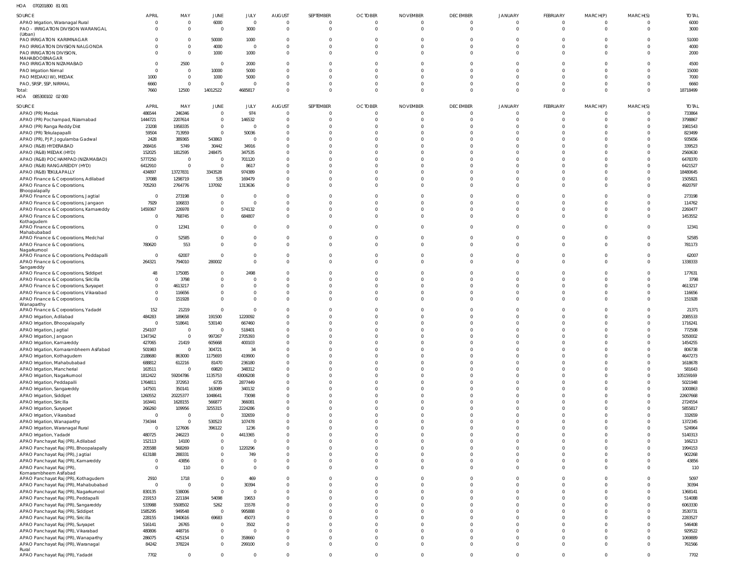HOA 070201800 81 001

| SOURCE | APRIL | MAY | JUNE | JULY | AUGUST | SEPTEMBER | OCTOBER | NOVEMBER | DECEMBER | JANUARY | FEBRUARY | MARCH(P) | MARCH(S) | TOTAL |
|---|---|---|---|---|---|---|---|---|---|---|---|---|---|---|
| APAO Irrigation, Waranagal Rural | 0 | 0 | 6000 | 0 | 0 | 0 | 0 | 0 | 0 | 0 | 0 | 0 | 0 | 6000 |
| PAO - IRRIGATION DIVISION WARANGAL (Urban) | 0 | 0 | 0 | 3000 | 0 | 0 | 0 | 0 | 0 | 0 | 0 | 0 | 0 | 3000 |
| PAO IRRIGATION KARIMNAGAR | 0 | 0 | 50000 | 1000 | 0 | 0 | 0 | 0 | 0 | 0 | 0 | 0 | 0 | 51000 |
| PAO IRRIGATION DIVISION NALGONDA | 0 | 0 | 4000 | 0 | 0 | 0 | 0 | 0 | 0 | 0 | 0 | 0 | 0 | 4000 |
| PAO IRRIGATION DIVISION, MAHABOOBNAGAR | 0 | 0 | 1000 | 1000 | 0 | 0 | 0 | 0 | 0 | 0 | 0 | 0 | 0 | 2000 |
| PAO IRRIGATION NIZAMABAD | 0 | 2500 | 0 | 2000 | 0 | 0 | 0 | 0 | 0 | 0 | 0 | 0 | 0 | 4500 |
| PAO Irrigation Nirmal | 0 | 0 | 10000 | 5000 | 0 | 0 | 0 | 0 | 0 | 0 | 0 | 0 | 0 | 15000 |
| PAO MEDAK(IW), MEDAK | 1000 | 0 | 1000 | 5000 | 0 | 0 | 0 | 0 | 0 | 0 | 0 | 0 | 0 | 7000 |
| PAO, SRSP, SSP, NIRMAL | 6660 | 0 | 0 | 0 | 0 | 0 | 0 | 0 | 0 | 0 | 0 | 0 | 0 | 6660 |
| Total: | 7660 | 12500 | 14012522 | 4685817 | 0 | 0 | 0 | 0 | 0 | 0 | 0 | 0 | 0 | 18718499 |

HOA 085300102 02 000

| SOURCE | APRIL | MAY | JUNE | JULY | AUGUST | SEPTEMBER | OCTOBER | NOVEMBER | DECEMBER | JANUARY | FEBRUARY | MARCH(P) | MARCH(S) | TOTAL |
|---|---|---|---|---|---|---|---|---|---|---|---|---|---|---|
| APAO (PR) Medak | 486544 | 246346 | 0 | 974 | 0 | 0 | 0 | 0 | 0 | 0 | 0 | 0 | 0 | 733864 |
| APAO (PR) Pochampad, Nizamabad | 1444721 | 2207614 | 0 | 146532 | 0 | 0 | 0 | 0 | 0 | 0 | 0 | 0 | 0 | 3798867 |
| APAO (PR) Ranga Reddy Dist | 23208 | 1958335 | 0 | 0 | 0 | 0 | 0 | 0 | 0 | 0 | 0 | 0 | 0 | 1981543 |
| APAO (PR) Tekulapapalli | 59504 | 713959 | 0 | 50036 | 0 | 0 | 0 | 0 | 0 | 0 | 0 | 0 | 0 | 823499 |
| APAO (PR), PJP, Jogulamba Gadwal | 2428 | 389365 | 543863 | 0 | 0 | 0 | 0 | 0 | 0 | 0 | 0 | 0 | 0 | 935656 |
| APAO (R&B) HYDERABAD | 268416 | 5749 | 30442 | 34916 | 0 | 0 | 0 | 0 | 0 | 0 | 0 | 0 | 0 | 339523 |
| APAO (R&B) MEDAK (HYD) | 152025 | 1812595 | 248475 | 347535 | 0 | 0 | 0 | 0 | 0 | 0 | 0 | 0 | 0 | 2560630 |
| APAO (R&B) POCHAMPAD (NIZAMABAD) | 5777250 | 0 | 0 | 701120 | 0 | 0 | 0 | 0 | 0 | 0 | 0 | 0 | 0 | 6478370 |
| APAO (R&B) RANGAREDDY (HYD) | 6412910 | 0 | 0 | 8617 | 0 | 0 | 0 | 0 | 0 | 0 | 0 | 0 | 0 | 6421527 |
| APAO (R&B) TEKULAPALLY | 434897 | 13727831 | 3343528 | 974389 | 0 | 0 | 0 | 0 | 0 | 0 | 0 | 0 | 0 | 18480645 |
| APAO Finance & Corporations, Adilabad | 37088 | 1298719 | 535 | 169479 | 0 | 0 | 0 | 0 | 0 | 0 | 0 | 0 | 0 | 1505821 |
| APAO Finance & Corporations, Bhoopalapally | 705293 | 2764776 | 137092 | 1313636 | 0 | 0 | 0 | 0 | 0 | 0 | 0 | 0 | 0 | 4920797 |
| APAO Finance & Corporations, Jagtial | 0 | 273198 | 0 | 0 | 0 | 0 | 0 | 0 | 0 | 0 | 0 | 0 | 0 | 273198 |
| APAO Finance & Corporations, Jangaon | 7929 | 106833 | 0 | 0 | 0 | 0 | 0 | 0 | 0 | 0 | 0 | 0 | 0 | 114762 |
| APAO Finance & Corporations, Kamareddy | 1459367 | 226978 | 0 | 574132 | 0 | 0 | 0 | 0 | 0 | 0 | 0 | 0 | 0 | 2260477 |
| APAO Finance & Corporations, Kothagudem | 0 | 768745 | 0 | 684807 | 0 | 0 | 0 | 0 | 0 | 0 | 0 | 0 | 0 | 1453552 |
| APAO Finance & Corporations, Mahabubabad | 0 | 12341 | 0 | 0 | 0 | 0 | 0 | 0 | 0 | 0 | 0 | 0 | 0 | 12341 |
| APAO Finance & Corporations, Medchal | 0 | 52585 | 0 | 0 | 0 | 0 | 0 | 0 | 0 | 0 | 0 | 0 | 0 | 52585 |
| APAO Finance & Corporations, Nagarkurnool | 780620 | 553 | 0 | 0 | 0 | 0 | 0 | 0 | 0 | 0 | 0 | 0 | 0 | 781173 |
| APAO Finance & Corporations, Peddapalli | 0 | 62007 | 0 | 0 | 0 | 0 | 0 | 0 | 0 | 0 | 0 | 0 | 0 | 62007 |
| APAO Finance & Corporations, Sangareddy | 264321 | 794010 | 280002 | 0 | 0 | 0 | 0 | 0 | 0 | 0 | 0 | 0 | 0 | 1338333 |
| APAO Finance & Corporations, Siddipet | 48 | 175085 | 0 | 2498 | 0 | 0 | 0 | 0 | 0 | 0 | 0 | 0 | 0 | 177631 |
| APAO Finance & Corporations, Siricilla | 0 | 3798 | 0 | 0 | 0 | 0 | 0 | 0 | 0 | 0 | 0 | 0 | 0 | 3798 |
| APAO Finance & Corporations, Suryapet | 0 | 4613217 | 0 | 0 | 0 | 0 | 0 | 0 | 0 | 0 | 0 | 0 | 0 | 4613217 |
| APAO Finance & Corporations, Vikarabad | 0 | 116656 | 0 | 0 | 0 | 0 | 0 | 0 | 0 | 0 | 0 | 0 | 0 | 116656 |
| APAO Finance & Corporations, Wanaparthy | 0 | 151928 | 0 | 0 | 0 | 0 | 0 | 0 | 0 | 0 | 0 | 0 | 0 | 151928 |
| APAO Finance & Corporations, Yadadri | 152 | 21219 | 0 | 0 | 0 | 0 | 0 | 0 | 0 | 0 | 0 | 0 | 0 | 21371 |
| APAO Irrigation, Adilabad | 484283 | 189658 | 191500 | 1220092 | 0 | 0 | 0 | 0 | 0 | 0 | 0 | 0 | 0 | 2085533 |
| APAO Irrigation, Bhoopalapally | 0 | 518641 | 530140 | 667460 | 0 | 0 | 0 | 0 | 0 | 0 | 0 | 0 | 0 | 1716241 |
| APAO Irrigation, Jagtial | 254107 | 0 | 0 | 518401 | 0 | 0 | 0 | 0 | 0 | 0 | 0 | 0 | 0 | 772508 |
| APAO Irrigation, Jangaon | 1347342 | 0 | 997267 | 2705393 | 0 | 0 | 0 | 0 | 0 | 0 | 0 | 0 | 0 | 5050002 |
| APAO Irrigation, Kamareddy | 427065 | 21419 | 605668 | 400103 | 0 | 0 | 0 | 0 | 0 | 0 | 0 | 0 | 0 | 1454255 |
| APAO Irrigation, Komarambheem Asifabad | 501983 | 0 | 304721 | 34 | 0 | 0 | 0 | 0 | 0 | 0 | 0 | 0 | 0 | 806738 |
| APAO Irrigation, Kothagudem | 2188680 | 863000 | 1175693 | 419900 | 0 | 0 | 0 | 0 | 0 | 0 | 0 | 0 | 0 | 4647273 |
| APAO Irrigation, Mahabubabad | 688812 | 612216 | 81470 | 236180 | 0 | 0 | 0 | 0 | 0 | 0 | 0 | 0 | 0 | 1618678 |
| APAO Irrigation, Mancherial | 163511 | 0 | 69820 | 348312 | 0 | 0 | 0 | 0 | 0 | 0 | 0 | 0 | 0 | 581643 |
| APAO Irrigation, Nagarkurnool | 1812422 | 59204786 | 1135753 | 43006208 | 0 | 0 | 0 | 0 | 0 | 0 | 0 | 0 | 0 | 105159169 |
| APAO Irrigation, Peddapalli | 1764811 | 372953 | 6735 | 2877449 | 0 | 0 | 0 | 0 | 0 | 0 | 0 | 0 | 0 | 5021948 |
| APAO Irrigation, Sangareddy | 147501 | 350141 | 163089 | 340132 | 0 | 0 | 0 | 0 | 0 | 0 | 0 | 0 | 0 | 1000863 |
| APAO Irrigation, Siddipet | 1260552 | 20225377 | 1048641 | 73098 | 0 | 0 | 0 | 0 | 0 | 0 | 0 | 0 | 0 | 22607668 |
| APAO Irrigation, Siricilla | 163441 | 1628155 | 566877 | 366081 | 0 | 0 | 0 | 0 | 0 | 0 | 0 | 0 | 0 | 2724554 |
| APAO Irrigation, Suryapet | 266260 | 109956 | 3255315 | 2224286 | 0 | 0 | 0 | 0 | 0 | 0 | 0 | 0 | 0 | 5855817 |
| APAO Irrigation, Vikarabad | 0 | 0 | 0 | 332659 | 0 | 0 | 0 | 0 | 0 | 0 | 0 | 0 | 0 | 332659 |
| APAO Irrigation, Wanaparthy | 734344 | 0 | 530523 | 107478 | 0 | 0 | 0 | 0 | 0 | 0 | 0 | 0 | 0 | 1372345 |
| APAO Irrigation, Waranagal Rural | 0 | 127606 | 396122 | 1236 | 0 | 0 | 0 | 0 | 0 | 0 | 0 | 0 | 0 | 524964 |
| APAO Irrigation, Yadadri | 480725 | 246223 | 0 | 4413365 | 0 | 0 | 0 | 0 | 0 | 0 | 0 | 0 | 0 | 5140313 |
| APAO Panchayat Raj (PR), Adilabad | 152113 | 14100 | 0 | 0 | 0 | 0 | 0 | 0 | 0 | 0 | 0 | 0 | 0 | 166213 |
| APAO Panchayat Raj (PR), Bhoopalapally | 205588 | 568269 | 0 | 1220296 | 0 | 0 | 0 | 0 | 0 | 0 | 0 | 0 | 0 | 1994153 |
| APAO Panchayat Raj (PR), Jagtial | 613188 | 288331 | 0 | 749 | 0 | 0 | 0 | 0 | 0 | 0 | 0 | 0 | 0 | 902268 |
| APAO Panchayat Raj (PR), Kamareddy | 0 | 43856 | 0 | 0 | 0 | 0 | 0 | 0 | 0 | 0 | 0 | 0 | 0 | 43856 |
| APAO Panchayat Raj (PR), Komarambheem Asifabad | 0 | 110 | 0 | 0 | 0 | 0 | 0 | 0 | 0 | 0 | 0 | 0 | 0 | 110 |
| APAO Panchayat Raj (PR), Kothagudem | 2910 | 1718 | 0 | 469 | 0 | 0 | 0 | 0 | 0 | 0 | 0 | 0 | 0 | 5097 |
| APAO Panchayat Raj (PR), Mahabubabad | 0 | 0 | 0 | 30394 | 0 | 0 | 0 | 0 | 0 | 0 | 0 | 0 | 0 | 30394 |
| APAO Panchayat Raj (PR), Nagarkurnool | 830135 | 538006 | 0 | 0 | 0 | 0 | 0 | 0 | 0 | 0 | 0 | 0 | 0 | 1368141 |
| APAO Panchayat Raj (PR), Peddapalli | 219153 | 221184 | 54098 | 19653 | 0 | 0 | 0 | 0 | 0 | 0 | 0 | 0 | 0 | 514088 |
| APAO Panchayat Raj (PR), Sangareddy | 533988 | 5508502 | 5262 | 15578 | 0 | 0 | 0 | 0 | 0 | 0 | 0 | 0 | 0 | 6063330 |
| APAO Panchayat Raj (PR), Siddipet | 1585295 | 949548 | 0 | 995888 | 0 | 0 | 0 | 0 | 0 | 0 | 0 | 0 | 0 | 3530731 |
| APAO Panchayat Raj (PR), Siricilla | 228155 | 1940616 | 69683 | 45073 | 0 | 0 | 0 | 0 | 0 | 0 | 0 | 0 | 0 | 2283527 |
| APAO Panchayat Raj (PR), Suryapet | 516141 | 26765 | 0 | 3502 | 0 | 0 | 0 | 0 | 0 | 0 | 0 | 0 | 0 | 546408 |
| APAO Panchayat Raj (PR), Vikarabad | 480806 | 448716 | 0 | 0 | 0 | 0 | 0 | 0 | 0 | 0 | 0 | 0 | 0 | 929522 |
| APAO Panchayat Raj (PR), Wanaparthy | 286075 | 425154 | 0 | 358660 | 0 | 0 | 0 | 0 | 0 | 0 | 0 | 0 | 0 | 1069889 |
| APAO Panchayat Raj (PR), Waranagal Rural | 84242 | 378224 | 0 | 299100 | 0 | 0 | 0 | 0 | 0 | 0 | 0 | 0 | 0 | 761566 |
| APAO Panchayat Raj (PR), Yadadri | 7702 | 0 | 0 | 0 | 0 | 0 | 0 | 0 | 0 | 0 | 0 | 0 | 0 | 7702 |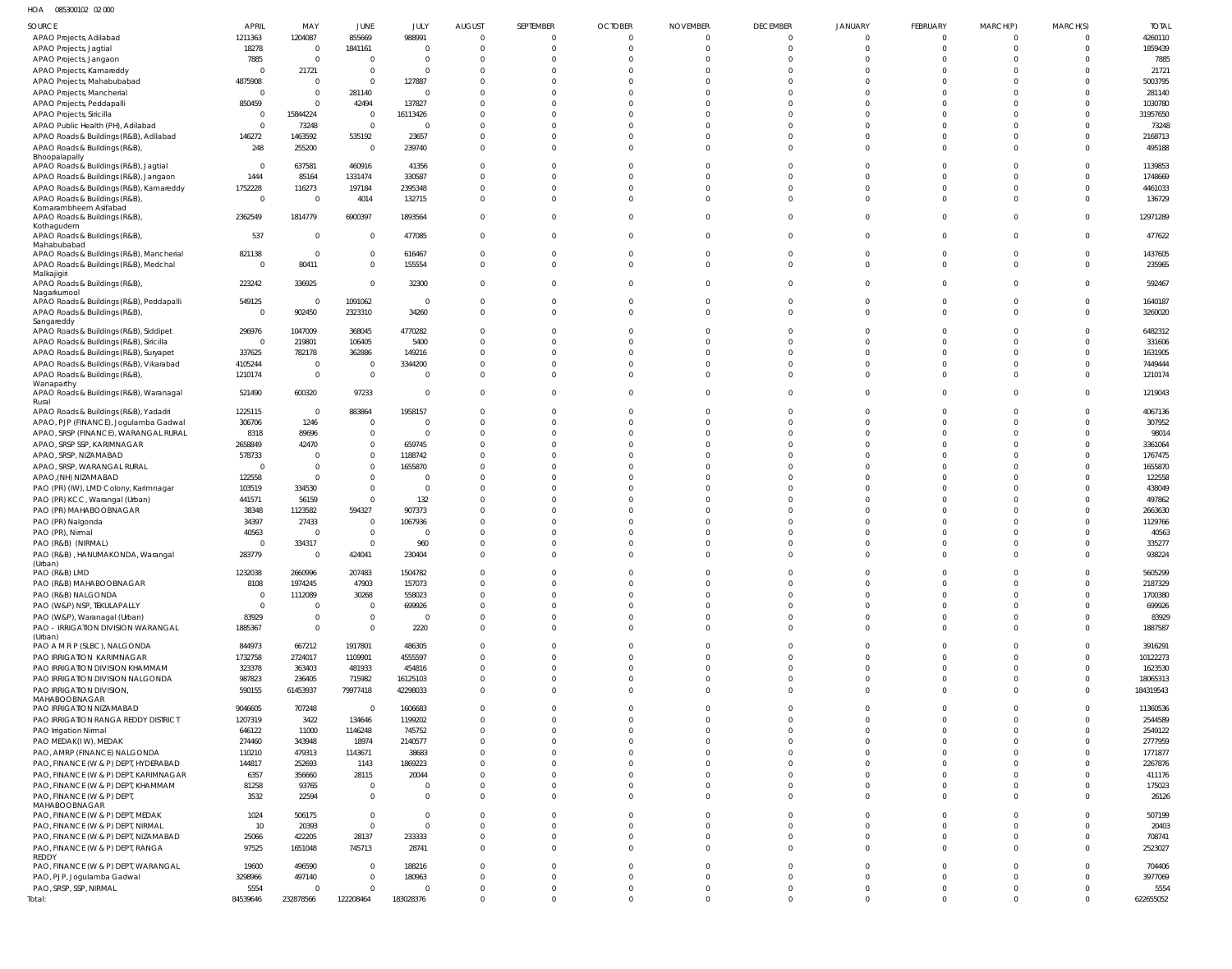HOA 085300102 02 000

| SOURCE | APRIL | MAY | JUNE | JULY | AUGUST | SEPTEMBER | OCTOBER | NOVEMBER | DECEMBER | JANUARY | FEBRUARY | MARCH(P) | MARCH(S) | TOTAL |
|---|---|---|---|---|---|---|---|---|---|---|---|---|---|---|
| APAO Projects, Adilabad | 1211363 | 1204087 | 855669 | 988991 | 0 | 0 | 0 | 0 | 0 | 0 | 0 | 0 | 0 | 4260110 |
| APAO Projects, Jagtial | 18278 | 0 | 1841161 | 0 | 0 | 0 | 0 | 0 | 0 | 0 | 0 | 0 | 0 | 1859439 |
| APAO Projects, Jangaon | 7885 | 0 | 0 | 0 | 0 | 0 | 0 | 0 | 0 | 0 | 0 | 0 | 0 | 7885 |
| APAO Projects, Kamareddy | 0 | 21721 | 0 | 0 | 0 | 0 | 0 | 0 | 0 | 0 | 0 | 0 | 0 | 21721 |
| APAO Projects, Mahabubabad | 4875908 | 0 | 0 | 127887 | 0 | 0 | 0 | 0 | 0 | 0 | 0 | 0 | 0 | 5003795 |
| APAO Projects, Mancherial | 0 | 0 | 281140 | 0 | 0 | 0 | 0 | 0 | 0 | 0 | 0 | 0 | 0 | 281140 |
| APAO Projects, Peddapalli | 850459 | 0 | 42494 | 137827 | 0 | 0 | 0 | 0 | 0 | 0 | 0 | 0 | 0 | 1030780 |
| APAO Projects, Siricilla | 0 | 15844224 | 0 | 16113426 | 0 | 0 | 0 | 0 | 0 | 0 | 0 | 0 | 0 | 31957650 |
| APAO Public Health (PH), Adilabad | 0 | 73248 | 0 | 0 | 0 | 0 | 0 | 0 | 0 | 0 | 0 | 0 | 0 | 73248 |
| APAO Roads & Buildings (R&B), Adilabad | 146272 | 1463592 | 535192 | 23657 | 0 | 0 | 0 | 0 | 0 | 0 | 0 | 0 | 0 | 2168713 |
| APAO Roads & Buildings (R&B), Bhoopalapally | 248 | 255200 | 0 | 239740 | 0 | 0 | 0 | 0 | 0 | 0 | 0 | 0 | 0 | 495188 |
| APAO Roads & Buildings (R&B), Jagtial | 0 | 637581 | 460916 | 41356 | 0 | 0 | 0 | 0 | 0 | 0 | 0 | 0 | 0 | 1139853 |
| APAO Roads & Buildings (R&B), Jangaon | 1444 | 85164 | 1331474 | 330587 | 0 | 0 | 0 | 0 | 0 | 0 | 0 | 0 | 0 | 1748669 |
| APAO Roads & Buildings (R&B), Kamareddy | 1752228 | 116273 | 197184 | 2395348 | 0 | 0 | 0 | 0 | 0 | 0 | 0 | 0 | 0 | 4461033 |
| APAO Roads & Buildings (R&B), Komarambheem Asifabad | 0 | 0 | 4014 | 132715 | 0 | 0 | 0 | 0 | 0 | 0 | 0 | 0 | 0 | 136729 |
| APAO Roads & Buildings (R&B), Kothagudem | 2362549 | 1814779 | 6900397 | 1893564 | 0 | 0 | 0 | 0 | 0 | 0 | 0 | 0 | 0 | 12971289 |
| APAO Roads & Buildings (R&B), Mahabubabad | 537 | 0 | 0 | 477085 | 0 | 0 | 0 | 0 | 0 | 0 | 0 | 0 | 0 | 477622 |
| APAO Roads & Buildings (R&B), Mancherial | 821138 | 0 | 0 | 616467 | 0 | 0 | 0 | 0 | 0 | 0 | 0 | 0 | 0 | 1437605 |
| APAO Roads & Buildings (R&B), Medchal Malkajigiri | 0 | 80411 | 0 | 155554 | 0 | 0 | 0 | 0 | 0 | 0 | 0 | 0 | 0 | 235965 |
| APAO Roads & Buildings (R&B), Nagarkurnool | 223242 | 336925 | 0 | 32300 | 0 | 0 | 0 | 0 | 0 | 0 | 0 | 0 | 0 | 592467 |
| APAO Roads & Buildings (R&B), Peddapalli | 549125 | 0 | 1091062 | 0 | 0 | 0 | 0 | 0 | 0 | 0 | 0 | 0 | 0 | 1640187 |
| APAO Roads & Buildings (R&B), Sangareddy | 0 | 902450 | 2323310 | 34260 | 0 | 0 | 0 | 0 | 0 | 0 | 0 | 0 | 0 | 3260020 |
| APAO Roads & Buildings (R&B), Siddipet | 296976 | 1047009 | 368045 | 4770282 | 0 | 0 | 0 | 0 | 0 | 0 | 0 | 0 | 0 | 6482312 |
| APAO Roads & Buildings (R&B), Siricilla | 0 | 219801 | 106405 | 5400 | 0 | 0 | 0 | 0 | 0 | 0 | 0 | 0 | 0 | 331606 |
| APAO Roads & Buildings (R&B), Suryapet | 337625 | 782178 | 362886 | 149216 | 0 | 0 | 0 | 0 | 0 | 0 | 0 | 0 | 0 | 1631905 |
| APAO Roads & Buildings (R&B), Vikarabad | 4105244 | 0 | 0 | 3344200 | 0 | 0 | 0 | 0 | 0 | 0 | 0 | 0 | 0 | 7449444 |
| APAO Roads & Buildings (R&B), Wanaparthy | 1210174 | 0 | 0 | 0 | 0 | 0 | 0 | 0 | 0 | 0 | 0 | 0 | 0 | 1210174 |
| APAO Roads & Buildings (R&B), Waranagal Rural | 521490 | 600320 | 97233 | 0 | 0 | 0 | 0 | 0 | 0 | 0 | 0 | 0 | 0 | 1219043 |
| APAO Roads & Buildings (R&B), Yadadri | 1225115 | 0 | 883864 | 1958157 | 0 | 0 | 0 | 0 | 0 | 0 | 0 | 0 | 0 | 4067136 |
| APAO, PJP (FINANCE), Jogulamba Gadwal | 306706 | 1246 | 0 | 0 | 0 | 0 | 0 | 0 | 0 | 0 | 0 | 0 | 0 | 307952 |
| APAO, SRSP (FINANCE), WARANGAL RURAL | 8318 | 89696 | 0 | 0 | 0 | 0 | 0 | 0 | 0 | 0 | 0 | 0 | 0 | 98014 |
| APAO, SRSP SSP, KARIMNAGAR | 2658849 | 42470 | 0 | 659745 | 0 | 0 | 0 | 0 | 0 | 0 | 0 | 0 | 0 | 3361064 |
| APAO, SRSP, NIZAMABAD | 578733 | 0 | 0 | 1188742 | 0 | 0 | 0 | 0 | 0 | 0 | 0 | 0 | 0 | 1767475 |
| APAO, SRSP, WARANGAL RURAL | 0 | 0 | 0 | 1655870 | 0 | 0 | 0 | 0 | 0 | 0 | 0 | 0 | 0 | 1655870 |
| APAO,(NH) NIZAMABAD | 122558 | 0 | 0 | 0 | 0 | 0 | 0 | 0 | 0 | 0 | 0 | 0 | 0 | 122558 |
| PAO (PR) (IW), LMD Colony, Karimnagar | 103519 | 334530 | 0 | 0 | 0 | 0 | 0 | 0 | 0 | 0 | 0 | 0 | 0 | 438049 |
| PAO (PR) KCC, Warangal (Urban) | 441571 | 56159 | 0 | 132 | 0 | 0 | 0 | 0 | 0 | 0 | 0 | 0 | 0 | 497862 |
| PAO (PR) MAHABOOBNAGAR | 38348 | 1123582 | 594327 | 907373 | 0 | 0 | 0 | 0 | 0 | 0 | 0 | 0 | 0 | 2663630 |
| PAO (PR) Nalgonda | 34397 | 27433 | 0 | 1067936 | 0 | 0 | 0 | 0 | 0 | 0 | 0 | 0 | 0 | 1129766 |
| PAO (PR), Nirmal | 40563 | 0 | 0 | 0 | 0 | 0 | 0 | 0 | 0 | 0 | 0 | 0 | 0 | 40563 |
| PAO (R&B) (NIRMAL) | 0 | 334317 | 0 | 960 | 0 | 0 | 0 | 0 | 0 | 0 | 0 | 0 | 0 | 335277 |
| PAO (R&B), HANUMAKONDA, Warangal (Urban) | 283779 | 0 | 424041 | 230404 | 0 | 0 | 0 | 0 | 0 | 0 | 0 | 0 | 0 | 938224 |
| PAO (R&B) LMD | 1232038 | 2660996 | 207483 | 1504782 | 0 | 0 | 0 | 0 | 0 | 0 | 0 | 0 | 0 | 5605299 |
| PAO (R&B) MAHABOOBNAGAR | 8108 | 1974245 | 47903 | 157073 | 0 | 0 | 0 | 0 | 0 | 0 | 0 | 0 | 0 | 2187329 |
| PAO (R&B) NALGONDA | 0 | 1112089 | 30268 | 558023 | 0 | 0 | 0 | 0 | 0 | 0 | 0 | 0 | 0 | 1700380 |
| PAO (W&P) NSP, TEKULAPALLY | 0 | 0 | 0 | 699926 | 0 | 0 | 0 | 0 | 0 | 0 | 0 | 0 | 0 | 699926 |
| PAO (W&P), Waranagal (Urban) | 83929 | 0 | 0 | 0 | 0 | 0 | 0 | 0 | 0 | 0 | 0 | 0 | 0 | 83929 |
| PAO - IRRIGATION DIVISION WARANGAL (Urban) | 1885367 | 0 | 0 | 2220 | 0 | 0 | 0 | 0 | 0 | 0 | 0 | 0 | 0 | 1887587 |
| PAO A M R P (SLBC), NALGONDA | 844973 | 667212 | 1917801 | 486305 | 0 | 0 | 0 | 0 | 0 | 0 | 0 | 0 | 0 | 3916291 |
| PAO IRRIGATION KARIMNAGAR | 1732758 | 2724017 | 1109901 | 4555597 | 0 | 0 | 0 | 0 | 0 | 0 | 0 | 0 | 0 | 10122273 |
| PAO IRRIGATION DIVISION KHAMMAM | 323378 | 363403 | 481933 | 454816 | 0 | 0 | 0 | 0 | 0 | 0 | 0 | 0 | 0 | 1623530 |
| PAO IRRIGATION DIVISION NALGONDA | 987823 | 236405 | 715982 | 16125103 | 0 | 0 | 0 | 0 | 0 | 0 | 0 | 0 | 0 | 18065313 |
| PAO IRRIGATION DIVISION, MAHABOOBNAGAR | 590155 | 61453937 | 79977418 | 42298033 | 0 | 0 | 0 | 0 | 0 | 0 | 0 | 0 | 0 | 184319543 |
| PAO IRRIGATION NIZAMABAD | 9046605 | 707248 | 0 | 1606683 | 0 | 0 | 0 | 0 | 0 | 0 | 0 | 0 | 0 | 11360536 |
| PAO IRRIGATION RANGA REDDY DISTRICT | 1207319 | 3422 | 134646 | 1199202 | 0 | 0 | 0 | 0 | 0 | 0 | 0 | 0 | 0 | 2544589 |
| PAO Irrigation Nirmal | 646122 | 11000 | 1146248 | 745752 | 0 | 0 | 0 | 0 | 0 | 0 | 0 | 0 | 0 | 2549122 |
| PAO MEDAK(IW), MEDAK | 274460 | 343948 | 18974 | 2140577 | 0 | 0 | 0 | 0 | 0 | 0 | 0 | 0 | 0 | 2777959 |
| PAO, AMRP (FINANCE) NALGONDA | 110210 | 479313 | 1143671 | 38683 | 0 | 0 | 0 | 0 | 0 | 0 | 0 | 0 | 0 | 1771877 |
| PAO, FINANCE (W & P) DEPT, HYDERABAD | 144817 | 252693 | 1143 | 1869223 | 0 | 0 | 0 | 0 | 0 | 0 | 0 | 0 | 0 | 2267876 |
| PAO, FINANCE (W & P) DEPT, KARIMNAGAR | 6357 | 356660 | 28115 | 20044 | 0 | 0 | 0 | 0 | 0 | 0 | 0 | 0 | 0 | 411176 |
| PAO, FINANCE (W & P) DEPT, KHAMMAM | 81258 | 93765 | 0 | 0 | 0 | 0 | 0 | 0 | 0 | 0 | 0 | 0 | 0 | 175023 |
| PAO, FINANCE (W & P) DEPT, MAHABOOBNAGAR | 3532 | 22594 | 0 | 0 | 0 | 0 | 0 | 0 | 0 | 0 | 0 | 0 | 0 | 26126 |
| PAO, FINANCE (W & P) DEPT, MEDAK | 1024 | 506175 | 0 | 0 | 0 | 0 | 0 | 0 | 0 | 0 | 0 | 0 | 0 | 507199 |
| PAO, FINANCE (W & P) DEPT, NIRMAL | 10 | 20393 | 0 | 0 | 0 | 0 | 0 | 0 | 0 | 0 | 0 | 0 | 0 | 20403 |
| PAO, FINANCE (W & P) DEPT, NIZAMABAD | 25066 | 422205 | 28137 | 233333 | 0 | 0 | 0 | 0 | 0 | 0 | 0 | 0 | 0 | 708741 |
| PAO, FINANCE (W & P) DEPT, RANGA REDDY | 97525 | 1651048 | 745713 | 28741 | 0 | 0 | 0 | 0 | 0 | 0 | 0 | 0 | 0 | 2523027 |
| PAO, FINANCE (W & P) DEPT, WARANGAL | 19600 | 496590 | 0 | 188216 | 0 | 0 | 0 | 0 | 0 | 0 | 0 | 0 | 0 | 704406 |
| PAO, PJP, Jogulamba Gadwal | 3298966 | 497140 | 0 | 180963 | 0 | 0 | 0 | 0 | 0 | 0 | 0 | 0 | 0 | 3977069 |
| PAO, SRSP, SSP, NIRMAL | 5554 | 0 | 0 | 0 | 0 | 0 | 0 | 0 | 0 | 0 | 0 | 0 | 0 | 5554 |
| Total: | 84539646 | 232878566 | 122208464 | 183028376 | 0 | 0 | 0 | 0 | 0 | 0 | 0 | 0 | 0 | 622655052 |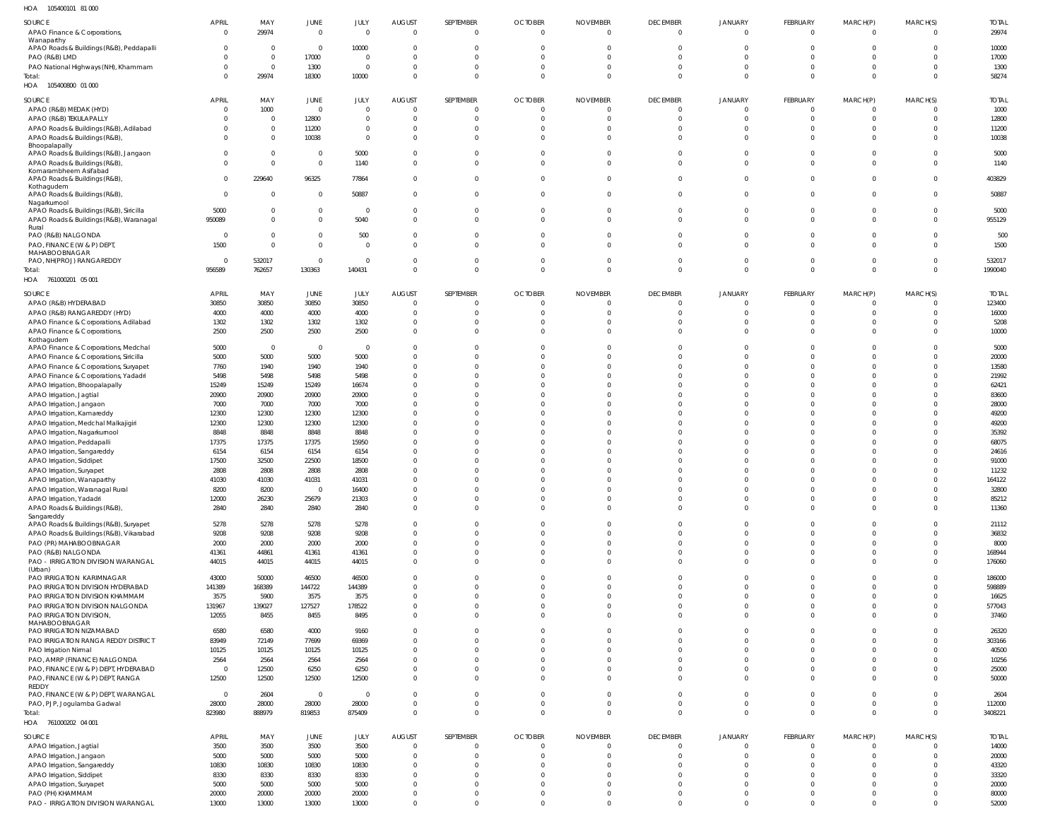HOA 105400101 81 000

| SOURCE | APRIL | MAY | JUNE | JULY | AUGUST | SEPTEMBER | OCTOBER | NOVEMBER | DECEMBER | JANUARY | FEBRUARY | MARCH(P) | MARCH(S) | TOTAL |
|---|---|---|---|---|---|---|---|---|---|---|---|---|---|---|
| APAO Finance & Corporations, Wanaparthy | 0 | 29974 | 0 | 0 | 0 | 0 | 0 | 0 | 0 | 0 | 0 | 0 | 0 | 29974 |
| APAO Roads & Buildings (R&B), Peddapalli | 0 | 0 | 0 | 10000 | 0 | 0 | 0 | 0 | 0 | 0 | 0 | 0 | 0 | 10000 |
| PAO (R&B) LMD | 0 | 0 | 17000 | 0 | 0 | 0 | 0 | 0 | 0 | 0 | 0 | 0 | 0 | 17000 |
| PAO National Highways (NH), Khammam | 0 | 0 | 1300 | 0 | 0 | 0 | 0 | 0 | 0 | 0 | 0 | 0 | 0 | 1300 |
| Total: | 0 | 29974 | 18300 | 10000 | 0 | 0 | 0 | 0 | 0 | 0 | 0 | 0 | 0 | 58274 |

HOA 105400800 01 000

| SOURCE | APRIL | MAY | JUNE | JULY | AUGUST | SEPTEMBER | OCTOBER | NOVEMBER | DECEMBER | JANUARY | FEBRUARY | MARCH(P) | MARCH(S) | TOTAL |
|---|---|---|---|---|---|---|---|---|---|---|---|---|---|---|
| APAO (R&B) MEDAK (HYD) | 0 | 1000 | 0 | 0 | 0 | 0 | 0 | 0 | 0 | 0 | 0 | 0 | 0 | 1000 |
| APAO (R&B) TEKULAPALLY | 0 | 0 | 12800 | 0 | 0 | 0 | 0 | 0 | 0 | 0 | 0 | 0 | 0 | 12800 |
| APAO Roads & Buildings (R&B), Adilabad | 0 | 0 | 11200 | 0 | 0 | 0 | 0 | 0 | 0 | 0 | 0 | 0 | 0 | 11200 |
| APAO Roads & Buildings (R&B), Bhoopalapally | 0 | 0 | 10038 | 0 | 0 | 0 | 0 | 0 | 0 | 0 | 0 | 0 | 0 | 10038 |
| APAO Roads & Buildings (R&B), Jangaon | 0 | 0 | 0 | 5000 | 0 | 0 | 0 | 0 | 0 | 0 | 0 | 0 | 0 | 5000 |
| APAO Roads & Buildings (R&B), Komarambheem Asifabad | 0 | 0 | 0 | 1140 | 0 | 0 | 0 | 0 | 0 | 0 | 0 | 0 | 0 | 1140 |
| APAO Roads & Buildings (R&B), Kothagudem | 0 | 229640 | 96325 | 77864 | 0 | 0 | 0 | 0 | 0 | 0 | 0 | 0 | 0 | 403829 |
| APAO Roads & Buildings (R&B), Nagarkurnool | 0 | 0 | 0 | 50887 | 0 | 0 | 0 | 0 | 0 | 0 | 0 | 0 | 0 | 50887 |
| APAO Roads & Buildings (R&B), Siricilla | 5000 | 0 | 0 | 0 | 0 | 0 | 0 | 0 | 0 | 0 | 0 | 0 | 0 | 5000 |
| APAO Roads & Buildings (R&B), Waranagal Rural | 950089 | 0 | 0 | 5040 | 0 | 0 | 0 | 0 | 0 | 0 | 0 | 0 | 0 | 955129 |
| PAO (R&B) NALGONDA | 0 | 0 | 0 | 500 | 0 | 0 | 0 | 0 | 0 | 0 | 0 | 0 | 0 | 500 |
| PAO, FINANCE (W & P) DEPT, MAHABOOBNAGAR | 1500 | 0 | 0 | 0 | 0 | 0 | 0 | 0 | 0 | 0 | 0 | 0 | 0 | 1500 |
| PAO, NH(PROJ) RANGAREDDY | 0 | 532017 | 0 | 0 | 0 | 0 | 0 | 0 | 0 | 0 | 0 | 0 | 0 | 532017 |
| Total: | 956589 | 762657 | 130363 | 140431 | 0 | 0 | 0 | 0 | 0 | 0 | 0 | 0 | 0 | 1990040 |

HOA 761000201 05 001

| SOURCE | APRIL | MAY | JUNE | JULY | AUGUST | SEPTEMBER | OCTOBER | NOVEMBER | DECEMBER | JANUARY | FEBRUARY | MARCH(P) | MARCH(S) | TOTAL |
|---|---|---|---|---|---|---|---|---|---|---|---|---|---|---|
| APAO (R&B) HYDERABAD | 30850 | 30850 | 30850 | 30850 | 0 | 0 | 0 | 0 | 0 | 0 | 0 | 0 | 0 | 123400 |
| APAO (R&B) RANGAREDDY (HYD) | 4000 | 4000 | 4000 | 4000 | 0 | 0 | 0 | 0 | 0 | 0 | 0 | 0 | 0 | 16000 |
| APAO Finance & Corporations, Adilabad | 1302 | 1302 | 1302 | 1302 | 0 | 0 | 0 | 0 | 0 | 0 | 0 | 0 | 0 | 5208 |
| APAO Finance & Corporations, Kothagudem | 2500 | 2500 | 2500 | 2500 | 0 | 0 | 0 | 0 | 0 | 0 | 0 | 0 | 0 | 10000 |
| APAO Finance & Corporations, Medchal | 5000 | 0 | 0 | 0 | 0 | 0 | 0 | 0 | 0 | 0 | 0 | 0 | 0 | 5000 |
| APAO Finance & Corporations, Siricilla | 5000 | 5000 | 5000 | 5000 | 0 | 0 | 0 | 0 | 0 | 0 | 0 | 0 | 0 | 20000 |
| APAO Finance & Corporations, Suryapet | 7760 | 1940 | 1940 | 1940 | 0 | 0 | 0 | 0 | 0 | 0 | 0 | 0 | 0 | 13580 |
| APAO Finance & Corporations, Yadadri | 5498 | 5498 | 5498 | 5498 | 0 | 0 | 0 | 0 | 0 | 0 | 0 | 0 | 0 | 21992 |
| APAO Irrigation, Bhoopalapally | 15249 | 15249 | 15249 | 16674 | 0 | 0 | 0 | 0 | 0 | 0 | 0 | 0 | 0 | 62421 |
| APAO Irrigation, Jagtial | 20900 | 20900 | 20900 | 20900 | 0 | 0 | 0 | 0 | 0 | 0 | 0 | 0 | 0 | 83600 |
| APAO Irrigation, Jangaon | 7000 | 7000 | 7000 | 7000 | 0 | 0 | 0 | 0 | 0 | 0 | 0 | 0 | 0 | 28000 |
| APAO Irrigation, Kamareddy | 12300 | 12300 | 12300 | 12300 | 0 | 0 | 0 | 0 | 0 | 0 | 0 | 0 | 0 | 49200 |
| APAO Irrigation, Medchal Malkajigiri | 12300 | 12300 | 12300 | 12300 | 0 | 0 | 0 | 0 | 0 | 0 | 0 | 0 | 0 | 49200 |
| APAO Irrigation, Nagarkurnool | 8848 | 8848 | 8848 | 8848 | 0 | 0 | 0 | 0 | 0 | 0 | 0 | 0 | 0 | 35392 |
| APAO Irrigation, Peddapalli | 17375 | 17375 | 17375 | 15950 | 0 | 0 | 0 | 0 | 0 | 0 | 0 | 0 | 0 | 68075 |
| APAO Irrigation, Sangareddy | 6154 | 6154 | 6154 | 6154 | 0 | 0 | 0 | 0 | 0 | 0 | 0 | 0 | 0 | 24616 |
| APAO Irrigation, Siddipet | 17500 | 32500 | 22500 | 18500 | 0 | 0 | 0 | 0 | 0 | 0 | 0 | 0 | 0 | 91000 |
| APAO Irrigation, Suryapet | 2808 | 2808 | 2808 | 2808 | 0 | 0 | 0 | 0 | 0 | 0 | 0 | 0 | 0 | 11232 |
| APAO Irrigation, Wanaparthy | 41030 | 41030 | 41031 | 41031 | 0 | 0 | 0 | 0 | 0 | 0 | 0 | 0 | 0 | 164122 |
| APAO Irrigation, Waranagal Rural | 8200 | 8200 | 0 | 16400 | 0 | 0 | 0 | 0 | 0 | 0 | 0 | 0 | 0 | 32800 |
| APAO Irrigation, Yadadri | 12000 | 26230 | 25679 | 21303 | 0 | 0 | 0 | 0 | 0 | 0 | 0 | 0 | 0 | 85212 |
| APAO Roads & Buildings (R&B), Sangareddy | 2840 | 2840 | 2840 | 2840 | 0 | 0 | 0 | 0 | 0 | 0 | 0 | 0 | 0 | 11360 |
| APAO Roads & Buildings (R&B), Suryapet | 5278 | 5278 | 5278 | 5278 | 0 | 0 | 0 | 0 | 0 | 0 | 0 | 0 | 0 | 21112 |
| APAO Roads & Buildings (R&B), Vikarabad | 9208 | 9208 | 9208 | 9208 | 0 | 0 | 0 | 0 | 0 | 0 | 0 | 0 | 0 | 36832 |
| PAO (PR) MAHABOOBNAGAR | 2000 | 2000 | 2000 | 2000 | 0 | 0 | 0 | 0 | 0 | 0 | 0 | 0 | 0 | 8000 |
| PAO (R&B) NALGONDA | 41361 | 44861 | 41361 | 41361 | 0 | 0 | 0 | 0 | 0 | 0 | 0 | 0 | 0 | 168944 |
| PAO - IRRIGATION DIVISION WARANGAL (Urban) | 44015 | 44015 | 44015 | 44015 | 0 | 0 | 0 | 0 | 0 | 0 | 0 | 0 | 0 | 176060 |
| PAO IRRIGATION KARIMNAGAR | 43000 | 50000 | 46500 | 46500 | 0 | 0 | 0 | 0 | 0 | 0 | 0 | 0 | 0 | 186000 |
| PAO IRRIGATION DIVISION HYDERABAD | 141389 | 168389 | 144722 | 144389 | 0 | 0 | 0 | 0 | 0 | 0 | 0 | 0 | 0 | 598889 |
| PAO IRRIGATION DIVISION KHAMMAM | 3575 | 5900 | 3575 | 3575 | 0 | 0 | 0 | 0 | 0 | 0 | 0 | 0 | 0 | 16625 |
| PAO IRRIGATION DIVISION NALGONDA | 131967 | 139027 | 127527 | 178522 | 0 | 0 | 0 | 0 | 0 | 0 | 0 | 0 | 0 | 577043 |
| PAO IRRIGATION DIVISION, MAHABOOBNAGAR | 12055 | 8455 | 8455 | 8495 | 0 | 0 | 0 | 0 | 0 | 0 | 0 | 0 | 0 | 37460 |
| PAO IRRIGATION NIZAMABAD | 6580 | 6580 | 4000 | 9160 | 0 | 0 | 0 | 0 | 0 | 0 | 0 | 0 | 0 | 26320 |
| PAO IRRIGATION RANGA REDDY DISTRICT | 83949 | 72149 | 77699 | 69369 | 0 | 0 | 0 | 0 | 0 | 0 | 0 | 0 | 0 | 303166 |
| PAO Irrigation Nirmal | 10125 | 10125 | 10125 | 10125 | 0 | 0 | 0 | 0 | 0 | 0 | 0 | 0 | 0 | 40500 |
| PAO, AMRP (FINANCE) NALGONDA | 2564 | 2564 | 2564 | 2564 | 0 | 0 | 0 | 0 | 0 | 0 | 0 | 0 | 0 | 10256 |
| PAO, FINANCE (W & P) DEPT, HYDERABAD | 0 | 12500 | 6250 | 6250 | 0 | 0 | 0 | 0 | 0 | 0 | 0 | 0 | 0 | 25000 |
| PAO, FINANCE (W & P) DEPT, RANGA REDDY | 12500 | 12500 | 12500 | 12500 | 0 | 0 | 0 | 0 | 0 | 0 | 0 | 0 | 0 | 50000 |
| PAO, FINANCE (W & P) DEPT, WARANGAL | 0 | 2604 | 0 | 0 | 0 | 0 | 0 | 0 | 0 | 0 | 0 | 0 | 0 | 2604 |
| PAO, PJP, Jogulamba Gadwal | 28000 | 28000 | 28000 | 28000 | 0 | 0 | 0 | 0 | 0 | 0 | 0 | 0 | 0 | 112000 |
| Total: | 823980 | 888979 | 819853 | 875409 | 0 | 0 | 0 | 0 | 0 | 0 | 0 | 0 | 0 | 3408221 |

HOA 761000202 04 001

| SOURCE | APRIL | MAY | JUNE | JULY | AUGUST | SEPTEMBER | OCTOBER | NOVEMBER | DECEMBER | JANUARY | FEBRUARY | MARCH(P) | MARCH(S) | TOTAL |
|---|---|---|---|---|---|---|---|---|---|---|---|---|---|---|
| APAO Irrigation, Jagtial | 3500 | 3500 | 3500 | 3500 | 0 | 0 | 0 | 0 | 0 | 0 | 0 | 0 | 0 | 14000 |
| APAO Irrigation, Jangaon | 5000 | 5000 | 5000 | 5000 | 0 | 0 | 0 | 0 | 0 | 0 | 0 | 0 | 0 | 20000 |
| APAO Irrigation, Sangareddy | 10830 | 10830 | 10830 | 10830 | 0 | 0 | 0 | 0 | 0 | 0 | 0 | 0 | 0 | 43320 |
| APAO Irrigation, Siddipet | 8330 | 8330 | 8330 | 8330 | 0 | 0 | 0 | 0 | 0 | 0 | 0 | 0 | 0 | 33320 |
| APAO Irrigation, Suryapet | 5000 | 5000 | 5000 | 5000 | 0 | 0 | 0 | 0 | 0 | 0 | 0 | 0 | 0 | 20000 |
| PAO (PH) KHAMMAM | 20000 | 20000 | 20000 | 20000 | 0 | 0 | 0 | 0 | 0 | 0 | 0 | 0 | 0 | 80000 |
| PAO - IRRIGATION DIVISION WARANGAL | 13000 | 13000 | 13000 | 13000 | 0 | 0 | 0 | 0 | 0 | 0 | 0 | 0 | 0 | 52000 |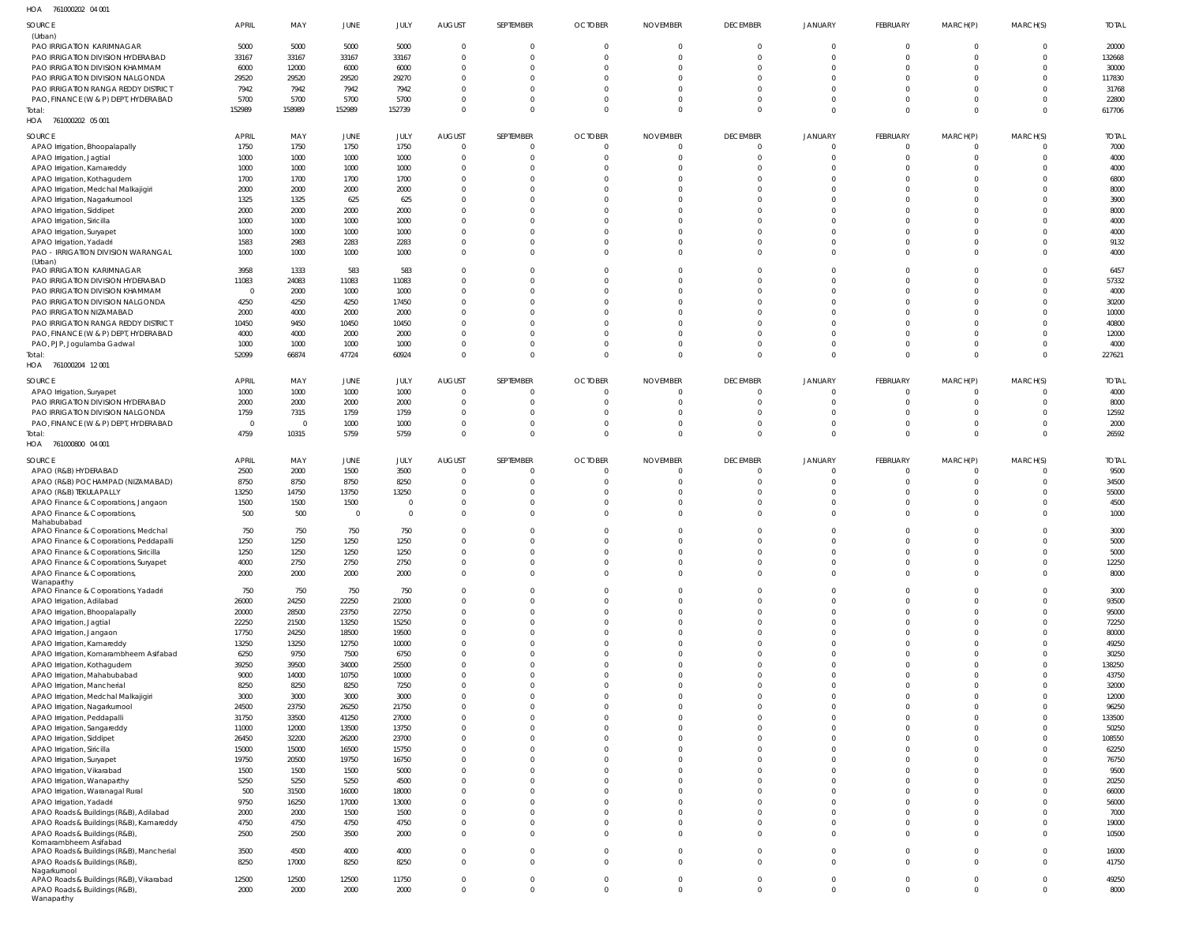HOA 761000202 04 001

| SOURCE | APRIL | MAY | JUNE | JULY | AUGUST | SEPTEMBER | OCTOBER | NOVEMBER | DECEMBER | JANUARY | FEBRUARY | MARCH(P) | MARCH(S) | TOTAL |
|---|---|---|---|---|---|---|---|---|---|---|---|---|---|---|
| (Urban) | | | | | | | | | | | | | | |
| PAO IRRIGATION KARIMNAGAR | 5000 | 5000 | 5000 | 5000 | 0 | 0 | 0 | 0 | 0 | 0 | 0 | 0 | 0 | 20000 |
| PAO IRRIGATION DIVISION HYDERABAD | 33167 | 33167 | 33167 | 33167 | 0 | 0 | 0 | 0 | 0 | 0 | 0 | 0 | 0 | 132668 |
| PAO IRRIGATION DIVISION KHAMMAM | 6000 | 12000 | 6000 | 6000 | 0 | 0 | 0 | 0 | 0 | 0 | 0 | 0 | 0 | 30000 |
| PAO IRRIGATION DIVISION NALGONDA | 29520 | 29520 | 29520 | 29270 | 0 | 0 | 0 | 0 | 0 | 0 | 0 | 0 | 0 | 117830 |
| PAO IRRIGATION RANGA REDDY DISTRICT | 7942 | 7942 | 7942 | 7942 | 0 | 0 | 0 | 0 | 0 | 0 | 0 | 0 | 0 | 31768 |
| PAO, FINANCE (W & P) DEPT, HYDERABAD | 5700 | 5700 | 5700 | 5700 | 0 | 0 | 0 | 0 | 0 | 0 | 0 | 0 | 0 | 22800 |
| Total: | 152989 | 158989 | 152989 | 152739 | 0 | 0 | 0 | 0 | 0 | 0 | 0 | 0 | 0 | 617706 |

HOA 761000202 05 001

| SOURCE | APRIL | MAY | JUNE | JULY | AUGUST | SEPTEMBER | OCTOBER | NOVEMBER | DECEMBER | JANUARY | FEBRUARY | MARCH(P) | MARCH(S) | TOTAL |
|---|---|---|---|---|---|---|---|---|---|---|---|---|---|---|
| APAO Irrigation, Bhoopalapally | 1750 | 1750 | 1750 | 1750 | 0 | 0 | 0 | 0 | 0 | 0 | 0 | 0 | 0 | 7000 |
| APAO Irrigation, Jagtial | 1000 | 1000 | 1000 | 1000 | 0 | 0 | 0 | 0 | 0 | 0 | 0 | 0 | 0 | 4000 |
| APAO Irrigation, Kamareddy | 1000 | 1000 | 1000 | 1000 | 0 | 0 | 0 | 0 | 0 | 0 | 0 | 0 | 0 | 4000 |
| APAO Irrigation, Kothagudem | 1700 | 1700 | 1700 | 1700 | 0 | 0 | 0 | 0 | 0 | 0 | 0 | 0 | 0 | 6800 |
| APAO Irrigation, Medchal Malkajigiri | 2000 | 2000 | 2000 | 2000 | 0 | 0 | 0 | 0 | 0 | 0 | 0 | 0 | 0 | 8000 |
| APAO Irrigation, Nagarkurnool | 1325 | 1325 | 625 | 625 | 0 | 0 | 0 | 0 | 0 | 0 | 0 | 0 | 0 | 3900 |
| APAO Irrigation, Siddipet | 2000 | 2000 | 2000 | 2000 | 0 | 0 | 0 | 0 | 0 | 0 | 0 | 0 | 0 | 8000 |
| APAO Irrigation, Siricilla | 1000 | 1000 | 1000 | 1000 | 0 | 0 | 0 | 0 | 0 | 0 | 0 | 0 | 0 | 4000 |
| APAO Irrigation, Suryapet | 1000 | 1000 | 1000 | 1000 | 0 | 0 | 0 | 0 | 0 | 0 | 0 | 0 | 0 | 4000 |
| APAO Irrigation, Yadadri | 1583 | 2983 | 2283 | 2283 | 0 | 0 | 0 | 0 | 0 | 0 | 0 | 0 | 0 | 9132 |
| PAO - IRRIGATION DIVISION WARANGAL (Urban) | 1000 | 1000 | 1000 | 1000 | 0 | 0 | 0 | 0 | 0 | 0 | 0 | 0 | 0 | 4000 |
| PAO IRRIGATION KARIMNAGAR | 3958 | 1333 | 583 | 583 | 0 | 0 | 0 | 0 | 0 | 0 | 0 | 0 | 0 | 6457 |
| PAO IRRIGATION DIVISION HYDERABAD | 11083 | 24083 | 11083 | 11083 | 0 | 0 | 0 | 0 | 0 | 0 | 0 | 0 | 0 | 57332 |
| PAO IRRIGATION DIVISION KHAMMAM | 0 | 2000 | 1000 | 1000 | 0 | 0 | 0 | 0 | 0 | 0 | 0 | 0 | 0 | 4000 |
| PAO IRRIGATION DIVISION NALGONDA | 4250 | 4250 | 4250 | 17450 | 0 | 0 | 0 | 0 | 0 | 0 | 0 | 0 | 0 | 30200 |
| PAO IRRIGATION NIZAMABAD | 2000 | 4000 | 2000 | 2000 | 0 | 0 | 0 | 0 | 0 | 0 | 0 | 0 | 0 | 10000 |
| PAO IRRIGATION RANGA REDDY DISTRICT | 10450 | 9450 | 10450 | 10450 | 0 | 0 | 0 | 0 | 0 | 0 | 0 | 0 | 0 | 40800 |
| PAO, FINANCE (W & P) DEPT, HYDERABAD | 4000 | 4000 | 2000 | 2000 | 0 | 0 | 0 | 0 | 0 | 0 | 0 | 0 | 0 | 12000 |
| PAO, PJP, Jogulamba Gadwal | 1000 | 1000 | 1000 | 1000 | 0 | 0 | 0 | 0 | 0 | 0 | 0 | 0 | 0 | 4000 |
| Total: | 52099 | 66874 | 47724 | 60924 | 0 | 0 | 0 | 0 | 0 | 0 | 0 | 0 | 0 | 227621 |

HOA 761000204 12 001

| SOURCE | APRIL | MAY | JUNE | JULY | AUGUST | SEPTEMBER | OCTOBER | NOVEMBER | DECEMBER | JANUARY | FEBRUARY | MARCH(P) | MARCH(S) | TOTAL |
|---|---|---|---|---|---|---|---|---|---|---|---|---|---|---|
| APAO Irrigation, Suryapet | 1000 | 1000 | 1000 | 1000 | 0 | 0 | 0 | 0 | 0 | 0 | 0 | 0 | 0 | 4000 |
| PAO IRRIGATION DIVISION HYDERABAD | 2000 | 2000 | 2000 | 2000 | 0 | 0 | 0 | 0 | 0 | 0 | 0 | 0 | 0 | 8000 |
| PAO IRRIGATION DIVISION NALGONDA | 1759 | 7315 | 1759 | 1759 | 0 | 0 | 0 | 0 | 0 | 0 | 0 | 0 | 0 | 12592 |
| PAO, FINANCE (W & P) DEPT, HYDERABAD | 0 | 0 | 1000 | 1000 | 0 | 0 | 0 | 0 | 0 | 0 | 0 | 0 | 0 | 2000 |
| Total: | 4759 | 10315 | 5759 | 5759 | 0 | 0 | 0 | 0 | 0 | 0 | 0 | 0 | 0 | 26592 |

HOA 761000800 04 001

| SOURCE | APRIL | MAY | JUNE | JULY | AUGUST | SEPTEMBER | OCTOBER | NOVEMBER | DECEMBER | JANUARY | FEBRUARY | MARCH(P) | MARCH(S) | TOTAL |
|---|---|---|---|---|---|---|---|---|---|---|---|---|---|---|
| APAO (R&B) HYDERABAD | 2500 | 2000 | 1500 | 3500 | 0 | 0 | 0 | 0 | 0 | 0 | 0 | 0 | 0 | 9500 |
| APAO (R&B) POCHAMPAD (NIZAMABAD) | 8750 | 8750 | 8750 | 8250 | 0 | 0 | 0 | 0 | 0 | 0 | 0 | 0 | 0 | 34500 |
| APAO (R&B) TEKULAPALLY | 13250 | 14750 | 13750 | 13250 | 0 | 0 | 0 | 0 | 0 | 0 | 0 | 0 | 0 | 55000 |
| APAO Finance & Corporations, Jangaon | 1500 | 1500 | 1500 | 0 | 0 | 0 | 0 | 0 | 0 | 0 | 0 | 0 | 0 | 4500 |
| APAO Finance & Corporations, Mahabubabad | 500 | 500 | 0 | 0 | 0 | 0 | 0 | 0 | 0 | 0 | 0 | 0 | 0 | 1000 |
| APAO Finance & Corporations, Medchal | 750 | 750 | 750 | 750 | 0 | 0 | 0 | 0 | 0 | 0 | 0 | 0 | 0 | 3000 |
| APAO Finance & Corporations, Peddapalli | 1250 | 1250 | 1250 | 1250 | 0 | 0 | 0 | 0 | 0 | 0 | 0 | 0 | 0 | 5000 |
| APAO Finance & Corporations, Siricilla | 1250 | 1250 | 1250 | 1250 | 0 | 0 | 0 | 0 | 0 | 0 | 0 | 0 | 0 | 5000 |
| APAO Finance & Corporations, Suryapet | 4000 | 2750 | 2750 | 2750 | 0 | 0 | 0 | 0 | 0 | 0 | 0 | 0 | 0 | 12250 |
| APAO Finance & Corporations, Wanaparthy | 2000 | 2000 | 2000 | 2000 | 0 | 0 | 0 | 0 | 0 | 0 | 0 | 0 | 0 | 8000 |
| APAO Finance & Corporations, Yadadri | 750 | 750 | 750 | 750 | 0 | 0 | 0 | 0 | 0 | 0 | 0 | 0 | 0 | 3000 |
| APAO Irrigation, Adilabad | 26000 | 24250 | 22250 | 21000 | 0 | 0 | 0 | 0 | 0 | 0 | 0 | 0 | 0 | 93500 |
| APAO Irrigation, Bhoopalapally | 20000 | 28500 | 23750 | 22750 | 0 | 0 | 0 | 0 | 0 | 0 | 0 | 0 | 0 | 95000 |
| APAO Irrigation, Jagtial | 22250 | 21500 | 13250 | 15250 | 0 | 0 | 0 | 0 | 0 | 0 | 0 | 0 | 0 | 72250 |
| APAO Irrigation, Jangaon | 17750 | 24250 | 18500 | 19500 | 0 | 0 | 0 | 0 | 0 | 0 | 0 | 0 | 0 | 80000 |
| APAO Irrigation, Kamareddy | 13250 | 13250 | 12750 | 10000 | 0 | 0 | 0 | 0 | 0 | 0 | 0 | 0 | 0 | 49250 |
| APAO Irrigation, Komarambheem Asifabad | 6250 | 9750 | 7500 | 6750 | 0 | 0 | 0 | 0 | 0 | 0 | 0 | 0 | 0 | 30250 |
| APAO Irrigation, Kothagudem | 39250 | 39500 | 34000 | 25500 | 0 | 0 | 0 | 0 | 0 | 0 | 0 | 0 | 0 | 138250 |
| APAO Irrigation, Mahabubabad | 9000 | 14000 | 10750 | 10000 | 0 | 0 | 0 | 0 | 0 | 0 | 0 | 0 | 0 | 43750 |
| APAO Irrigation, Mancherial | 8250 | 8250 | 8250 | 7250 | 0 | 0 | 0 | 0 | 0 | 0 | 0 | 0 | 0 | 32000 |
| APAO Irrigation, Medchal Malkajigiri | 3000 | 3000 | 3000 | 3000 | 0 | 0 | 0 | 0 | 0 | 0 | 0 | 0 | 0 | 12000 |
| APAO Irrigation, Nagarkurnool | 24500 | 23750 | 26250 | 21750 | 0 | 0 | 0 | 0 | 0 | 0 | 0 | 0 | 0 | 96250 |
| APAO Irrigation, Peddapalli | 31750 | 33500 | 41250 | 27000 | 0 | 0 | 0 | 0 | 0 | 0 | 0 | 0 | 0 | 133500 |
| APAO Irrigation, Sangareddy | 11000 | 12000 | 13500 | 13750 | 0 | 0 | 0 | 0 | 0 | 0 | 0 | 0 | 0 | 50250 |
| APAO Irrigation, Siddipet | 26450 | 32200 | 26200 | 23700 | 0 | 0 | 0 | 0 | 0 | 0 | 0 | 0 | 0 | 108550 |
| APAO Irrigation, Siricilla | 15000 | 15000 | 16500 | 15750 | 0 | 0 | 0 | 0 | 0 | 0 | 0 | 0 | 0 | 62250 |
| APAO Irrigation, Suryapet | 19750 | 20500 | 19750 | 16750 | 0 | 0 | 0 | 0 | 0 | 0 | 0 | 0 | 0 | 76750 |
| APAO Irrigation, Vikarabad | 1500 | 1500 | 1500 | 5000 | 0 | 0 | 0 | 0 | 0 | 0 | 0 | 0 | 0 | 9500 |
| APAO Irrigation, Wanaparthy | 5250 | 5250 | 5250 | 4500 | 0 | 0 | 0 | 0 | 0 | 0 | 0 | 0 | 0 | 20250 |
| APAO Irrigation, Waranagal Rural | 500 | 31500 | 16000 | 18000 | 0 | 0 | 0 | 0 | 0 | 0 | 0 | 0 | 0 | 66000 |
| APAO Irrigation, Yadadri | 9750 | 16250 | 17000 | 13000 | 0 | 0 | 0 | 0 | 0 | 0 | 0 | 0 | 0 | 56000 |
| APAO Roads & Buildings (R&B), Adilabad | 2000 | 2000 | 1500 | 1500 | 0 | 0 | 0 | 0 | 0 | 0 | 0 | 0 | 0 | 7000 |
| APAO Roads & Buildings (R&B), Kamareddy | 4750 | 4750 | 4750 | 4750 | 0 | 0 | 0 | 0 | 0 | 0 | 0 | 0 | 0 | 19000 |
| APAO Roads & Buildings (R&B), Komarambheem Asifabad | 2500 | 2500 | 3500 | 2000 | 0 | 0 | 0 | 0 | 0 | 0 | 0 | 0 | 0 | 10500 |
| APAO Roads & Buildings (R&B), Mancherial | 3500 | 4500 | 4000 | 4000 | 0 | 0 | 0 | 0 | 0 | 0 | 0 | 0 | 0 | 16000 |
| APAO Roads & Buildings (R&B), Nagarkurnool | 8250 | 17000 | 8250 | 8250 | 0 | 0 | 0 | 0 | 0 | 0 | 0 | 0 | 0 | 41750 |
| APAO Roads & Buildings (R&B), Vikarabad | 12500 | 12500 | 12500 | 11750 | 0 | 0 | 0 | 0 | 0 | 0 | 0 | 0 | 0 | 49250 |
| APAO Roads & Buildings (R&B), Wanaparthy | 2000 | 2000 | 2000 | 2000 | 0 | 0 | 0 | 0 | 0 | 0 | 0 | 0 | 0 | 8000 |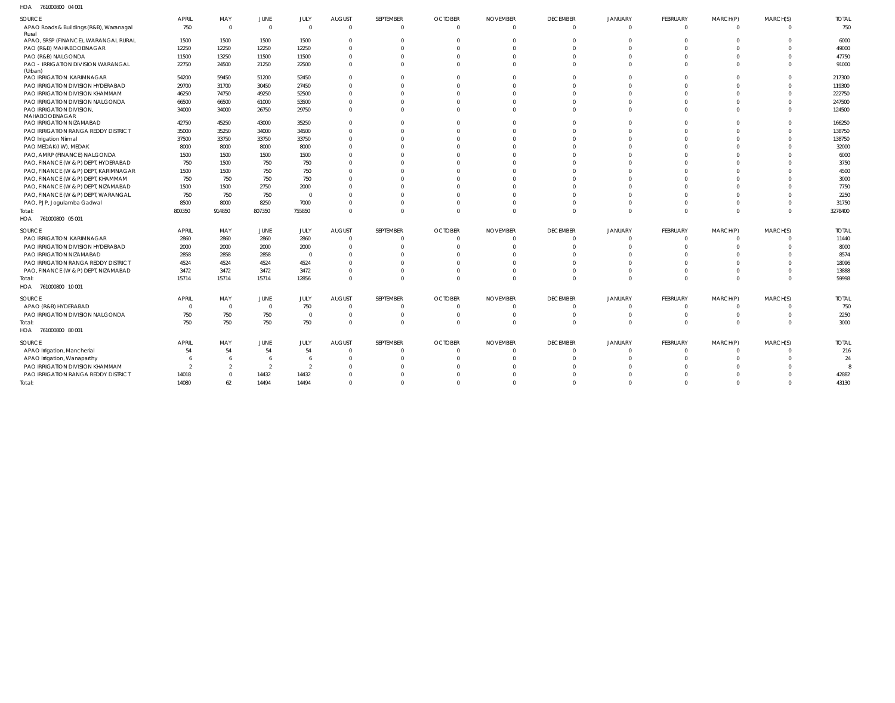HOA 761000800 04 001

| SOURCE | APRIL | MAY | JUNE | JULY | AUGUST | SEPTEMBER | OCTOBER | NOVEMBER | DECEMBER | JANUARY | FEBRUARY | MARCH(P) | MARCH(S) | TOTAL |
|---|---|---|---|---|---|---|---|---|---|---|---|---|---|---|
| APAO Roads & Buildings (R&B), Waranagal Rural | 750 | 0 | 0 | 0 | 0 | 0 | 0 | 0 | 0 | 0 | 0 | 0 | 0 | 750 |
| APAO, SRSP (FINANCE), WARANGAL RURAL | 1500 | 1500 | 1500 | 1500 | 0 | 0 | 0 | 0 | 0 | 0 | 0 | 0 | 0 | 6000 |
| PAO (R&B) MAHABOOBNAGAR | 12250 | 12250 | 12250 | 12250 | 0 | 0 | 0 | 0 | 0 | 0 | 0 | 0 | 0 | 49000 |
| PAO (R&B) NALGONDA | 11500 | 13250 | 11500 | 11500 | 0 | 0 | 0 | 0 | 0 | 0 | 0 | 0 | 0 | 47750 |
| PAO - IRRIGATION DIVISION WARANGAL (Urban) | 22750 | 24500 | 21250 | 22500 | 0 | 0 | 0 | 0 | 0 | 0 | 0 | 0 | 0 | 91000 |
| PAO IRRIGATION KARIMNAGAR | 54200 | 59450 | 51200 | 52450 | 0 | 0 | 0 | 0 | 0 | 0 | 0 | 0 | 0 | 217300 |
| PAO IRRIGATION DIVISION HYDERABAD | 29700 | 31700 | 30450 | 27450 | 0 | 0 | 0 | 0 | 0 | 0 | 0 | 0 | 0 | 119300 |
| PAO IRRIGATION DIVISION KHAMMAM | 46250 | 74750 | 49250 | 52500 | 0 | 0 | 0 | 0 | 0 | 0 | 0 | 0 | 0 | 222750 |
| PAO IRRIGATION DIVISION NALGONDA | 66500 | 66500 | 61000 | 53500 | 0 | 0 | 0 | 0 | 0 | 0 | 0 | 0 | 0 | 247500 |
| PAO IRRIGATION DIVISION, MAHABOOBNAGAR | 34000 | 34000 | 26750 | 29750 | 0 | 0 | 0 | 0 | 0 | 0 | 0 | 0 | 0 | 124500 |
| PAO IRRIGATION NIZAMABAD | 42750 | 45250 | 43000 | 35250 | 0 | 0 | 0 | 0 | 0 | 0 | 0 | 0 | 0 | 166250 |
| PAO IRRIGATION RANGA REDDY DISTRICT | 35000 | 35250 | 34000 | 34500 | 0 | 0 | 0 | 0 | 0 | 0 | 0 | 0 | 0 | 138750 |
| PAO Irrigation Nirmal | 37500 | 33750 | 33750 | 33750 | 0 | 0 | 0 | 0 | 0 | 0 | 0 | 0 | 0 | 138750 |
| PAO MEDAK(IW), MEDAK | 8000 | 8000 | 8000 | 8000 | 0 | 0 | 0 | 0 | 0 | 0 | 0 | 0 | 0 | 32000 |
| PAO, AMRP (FINANCE) NALGONDA | 1500 | 1500 | 1500 | 1500 | 0 | 0 | 0 | 0 | 0 | 0 | 0 | 0 | 0 | 6000 |
| PAO, FINANCE (W & P) DEPT, HYDERABAD | 750 | 1500 | 750 | 750 | 0 | 0 | 0 | 0 | 0 | 0 | 0 | 0 | 0 | 3750 |
| PAO, FINANCE (W & P) DEPT, KARIMNAGAR | 1500 | 1500 | 750 | 750 | 0 | 0 | 0 | 0 | 0 | 0 | 0 | 0 | 0 | 4500 |
| PAO, FINANCE (W & P) DEPT, KHAMMAM | 750 | 750 | 750 | 750 | 0 | 0 | 0 | 0 | 0 | 0 | 0 | 0 | 0 | 3000 |
| PAO, FINANCE (W & P) DEPT, NIZAMABAD | 1500 | 1500 | 2750 | 2000 | 0 | 0 | 0 | 0 | 0 | 0 | 0 | 0 | 0 | 7750 |
| PAO, FINANCE (W & P) DEPT, WARANGAL | 750 | 750 | 750 | 0 | 0 | 0 | 0 | 0 | 0 | 0 | 0 | 0 | 0 | 2250 |
| PAO, PJP, Jogulamba Gadwal | 8500 | 8000 | 8250 | 7000 | 0 | 0 | 0 | 0 | 0 | 0 | 0 | 0 | 0 | 31750 |
| Total: | 800350 | 914850 | 807350 | 755850 | 0 | 0 | 0 | 0 | 0 | 0 | 0 | 0 | 0 | 3278400 |

HOA 761000800 05 001

| SOURCE | APRIL | MAY | JUNE | JULY | AUGUST | SEPTEMBER | OCTOBER | NOVEMBER | DECEMBER | JANUARY | FEBRUARY | MARCH(P) | MARCH(S) | TOTAL |
|---|---|---|---|---|---|---|---|---|---|---|---|---|---|---|
| PAO IRRIGATION KARIMNAGAR | 2860 | 2860 | 2860 | 2860 | 0 | 0 | 0 | 0 | 0 | 0 | 0 | 0 | 0 | 11440 |
| PAO IRRIGATION DIVISION HYDERABAD | 2000 | 2000 | 2000 | 2000 | 0 | 0 | 0 | 0 | 0 | 0 | 0 | 0 | 0 | 8000 |
| PAO IRRIGATION NIZAMABAD | 2858 | 2858 | 2858 | 0 | 0 | 0 | 0 | 0 | 0 | 0 | 0 | 0 | 0 | 8574 |
| PAO IRRIGATION RANGA REDDY DISTRICT | 4524 | 4524 | 4524 | 4524 | 0 | 0 | 0 | 0 | 0 | 0 | 0 | 0 | 0 | 18096 |
| PAO, FINANCE (W & P) DEPT, NIZAMABAD | 3472 | 3472 | 3472 | 3472 | 0 | 0 | 0 | 0 | 0 | 0 | 0 | 0 | 0 | 13888 |
| Total: | 15714 | 15714 | 15714 | 12856 | 0 | 0 | 0 | 0 | 0 | 0 | 0 | 0 | 0 | 59998 |

HOA 761000800 10 001

| SOURCE | APRIL | MAY | JUNE | JULY | AUGUST | SEPTEMBER | OCTOBER | NOVEMBER | DECEMBER | JANUARY | FEBRUARY | MARCH(P) | MARCH(S) | TOTAL |
|---|---|---|---|---|---|---|---|---|---|---|---|---|---|---|
| APAO (R&B) HYDERABAD | 0 | 0 | 0 | 750 | 0 | 0 | 0 | 0 | 0 | 0 | 0 | 0 | 0 | 750 |
| PAO IRRIGATION DIVISION NALGONDA | 750 | 750 | 750 | 0 | 0 | 0 | 0 | 0 | 0 | 0 | 0 | 0 | 0 | 2250 |
| Total: | 750 | 750 | 750 | 750 | 0 | 0 | 0 | 0 | 0 | 0 | 0 | 0 | 0 | 3000 |

HOA 761000800 80 001

| SOURCE | APRIL | MAY | JUNE | JULY | AUGUST | SEPTEMBER | OCTOBER | NOVEMBER | DECEMBER | JANUARY | FEBRUARY | MARCH(P) | MARCH(S) | TOTAL |
|---|---|---|---|---|---|---|---|---|---|---|---|---|---|---|
| APAO Irrigation, Mancherial | 54 | 54 | 54 | 54 | 0 | 0 | 0 | 0 | 0 | 0 | 0 | 0 | 0 | 216 |
| APAO Irrigation, Wanaparthy | 6 | 6 | 6 | 6 | 0 | 0 | 0 | 0 | 0 | 0 | 0 | 0 | 0 | 24 |
| PAO IRRIGATION DIVISION KHAMMAM | 2 | 2 | 2 | 2 | 0 | 0 | 0 | 0 | 0 | 0 | 0 | 0 | 0 | 8 |
| PAO IRRIGATION RANGA REDDY DISTRICT | 14018 | 0 | 14432 | 14432 | 0 | 0 | 0 | 0 | 0 | 0 | 0 | 0 | 0 | 42882 |
| Total: | 14080 | 62 | 14494 | 14494 | 0 | 0 | 0 | 0 | 0 | 0 | 0 | 0 | 0 | 43130 |